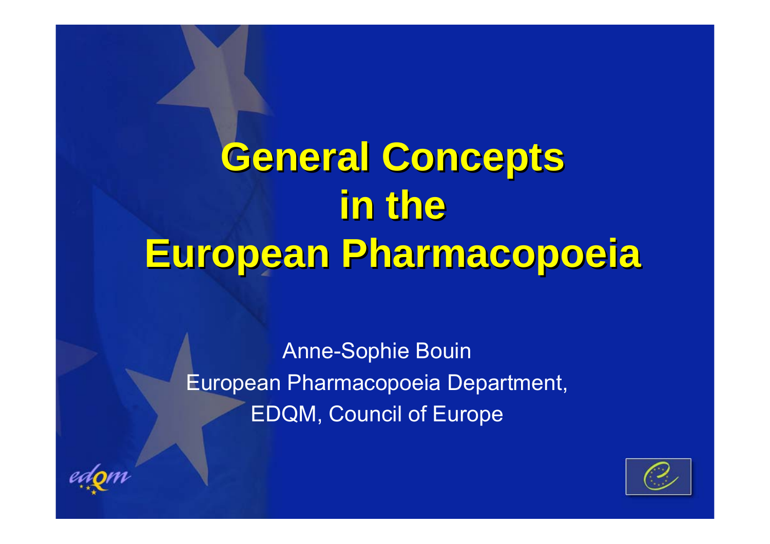# General Concepts in the European Pharmacopoeia

Anne-Sophie Bouin
European Pharmacopoeia Department,
EDQM, Council of Europe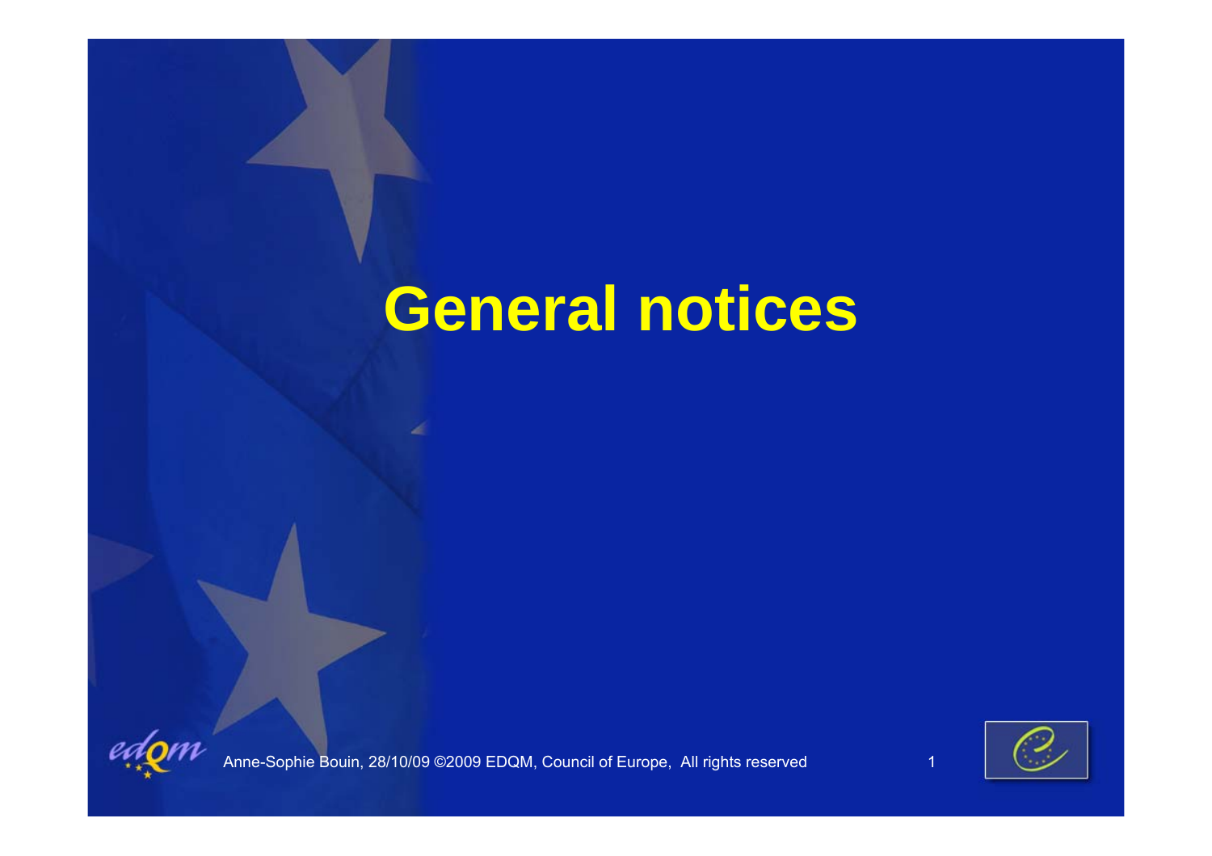# General notices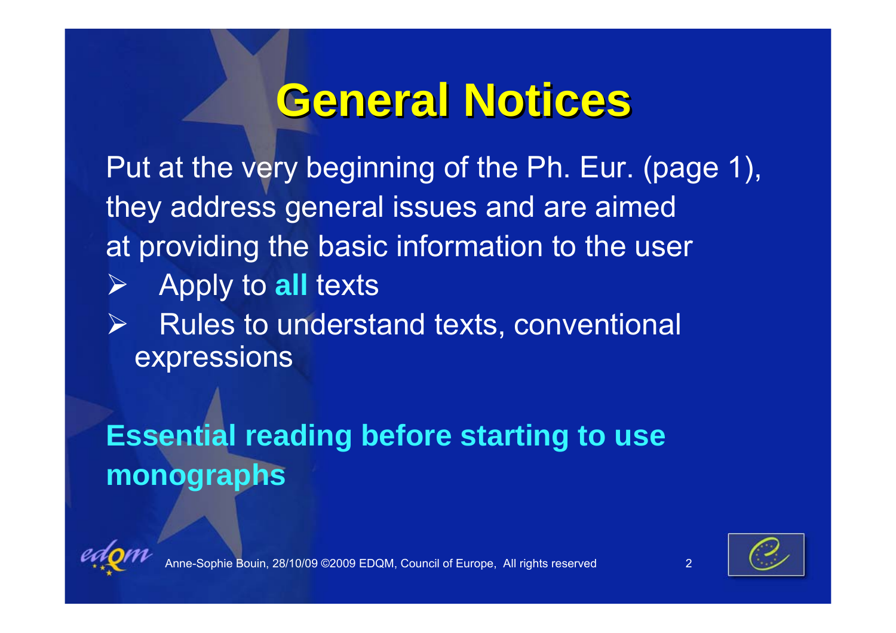# General Notices

Put at the very beginning of the Ph. Eur. (page 1), they address general issues and are aimed at providing the basic information to the user

- Apply to **all** texts
- Rules to understand texts, conventional expressions

**Essential reading before starting to use monographs**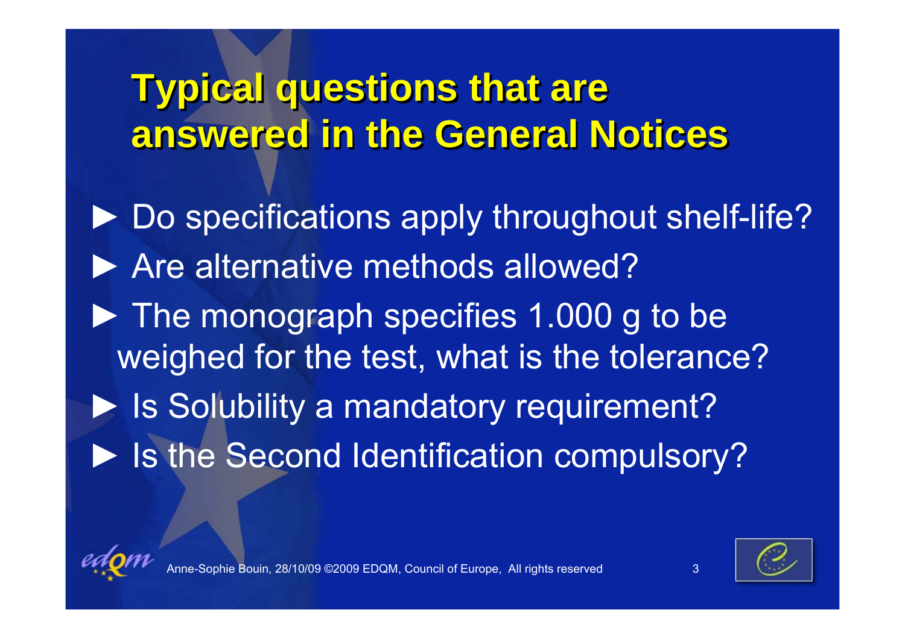# Typical questions that are answered in the General Notices

- Do specifications apply throughout shelf-life?
- Are alternative methods allowed?
- The monograph specifies 1.000 g to be weighed for the test, what is the tolerance?
- Is Solubility a mandatory requirement?
- Is the Second Identification compulsory?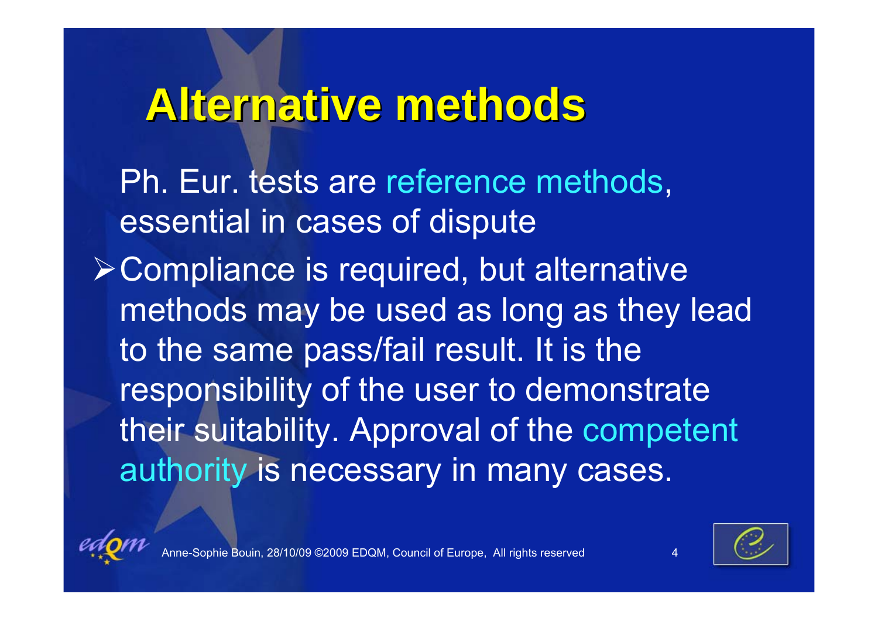# Alternative methods

Ph. Eur. tests are reference methods, essential in cases of dispute

- Compliance is required, but alternative methods may be used as long as they lead to the same pass/fail result. It is the responsibility of the user to demonstrate their suitability. Approval of the competent authority is necessary in many cases.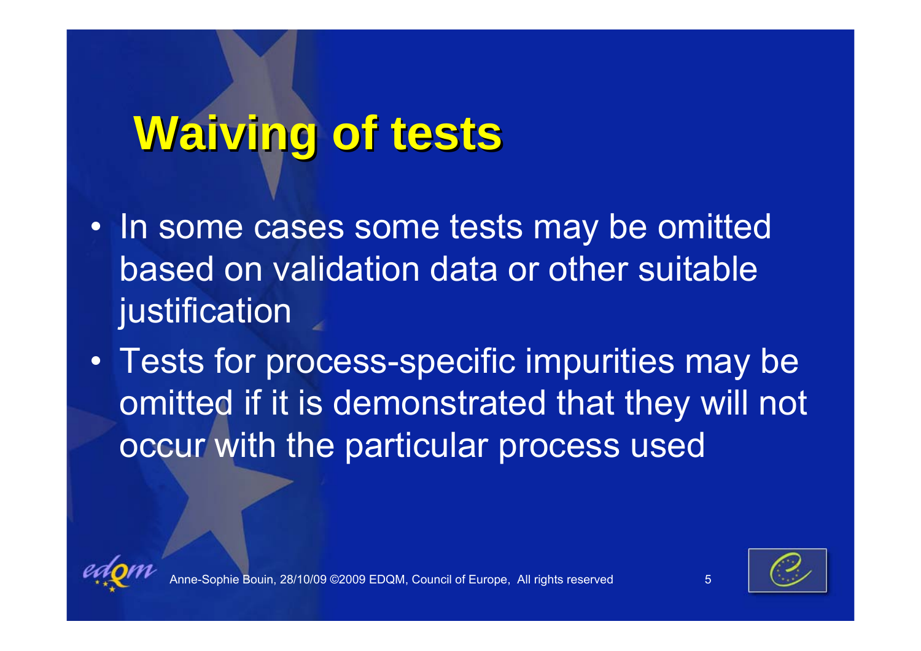# Waiving of tests

- In some cases some tests may be omitted based on validation data or other suitable justification
- Tests for process-specific impurities may be omitted if it is demonstrated that they will not occur with the particular process used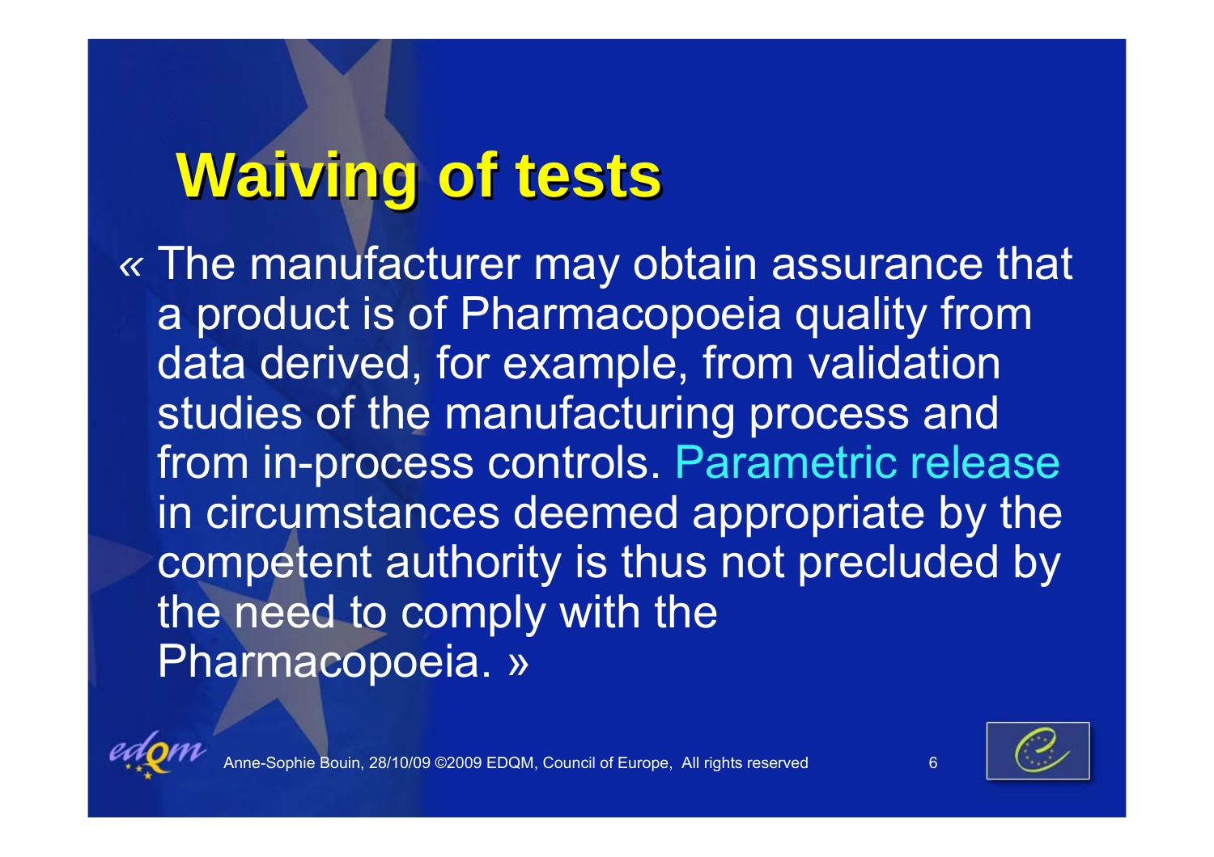# Waiving of tests

« The manufacturer may obtain assurance that a product is of Pharmacopoeia quality from data derived, for example, from validation studies of the manufacturing process and from in-process controls. Parametric release in circumstances deemed appropriate by the competent authority is thus not precluded by the need to comply with the Pharmacopoeia. »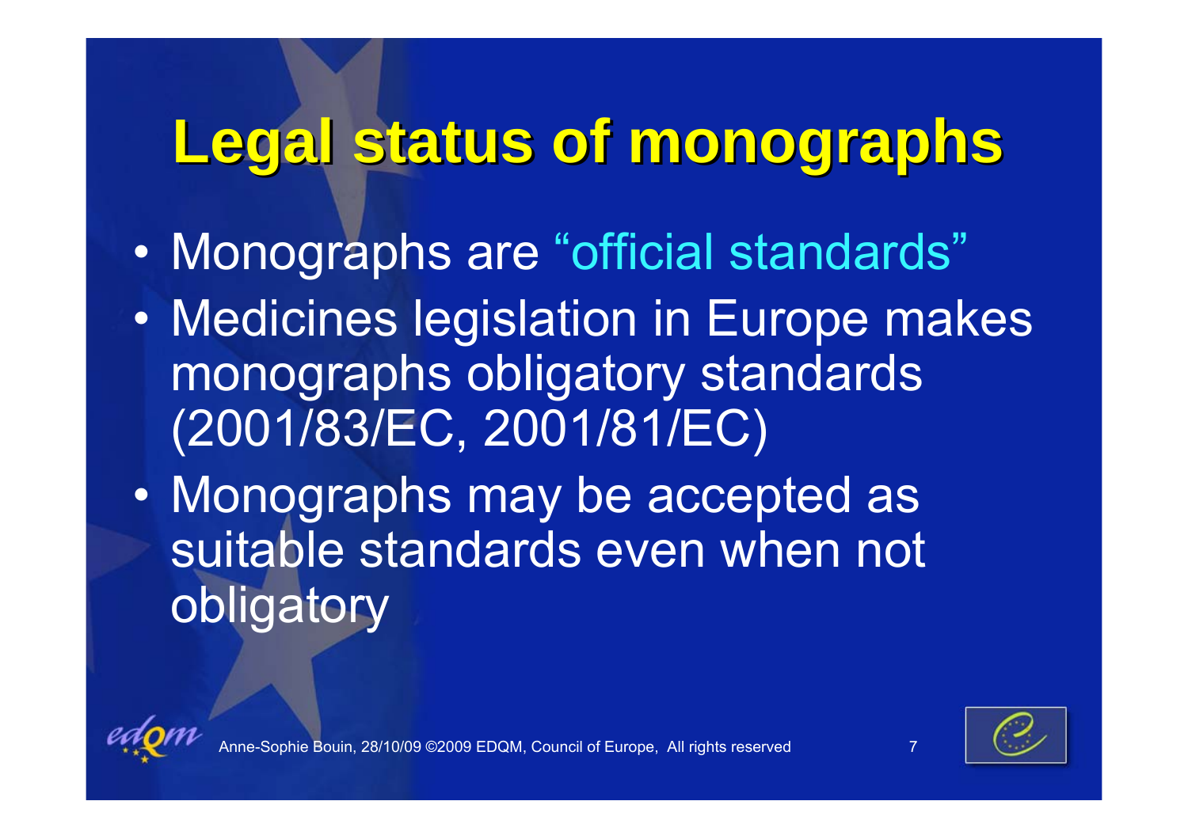# Legal status of monographs

- Monographs are "official standards"
- Medicines legislation in Europe makes monographs obligatory standards (2001/83/EC, 2001/81/EC)
- Monographs may be accepted as suitable standards even when not obligatory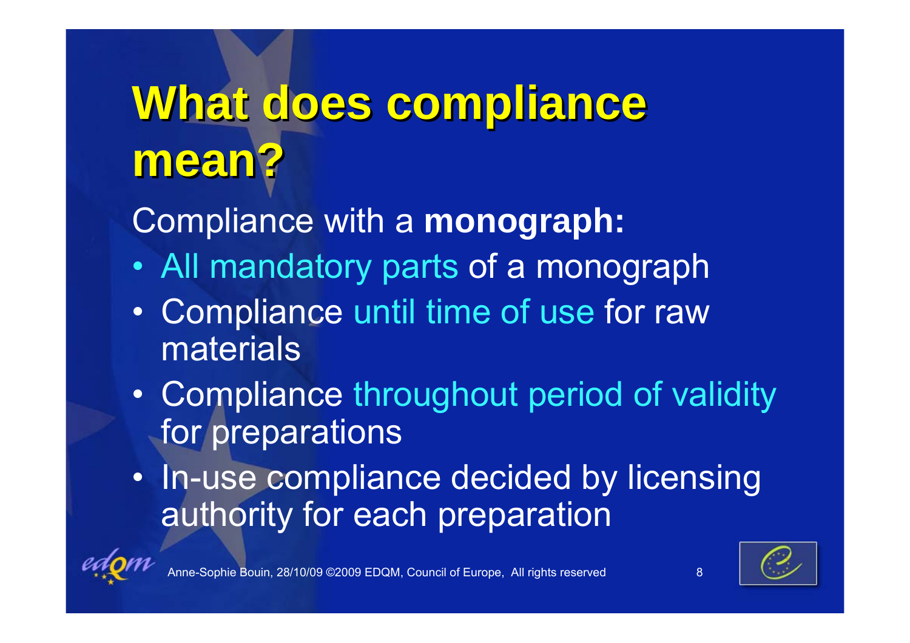# What does compliance mean?

Compliance with a **monograph:**

- All mandatory parts of a monograph
- Compliance until time of use for raw materials
- Compliance throughout period of validity for preparations
- In-use compliance decided by licensing authority for each preparation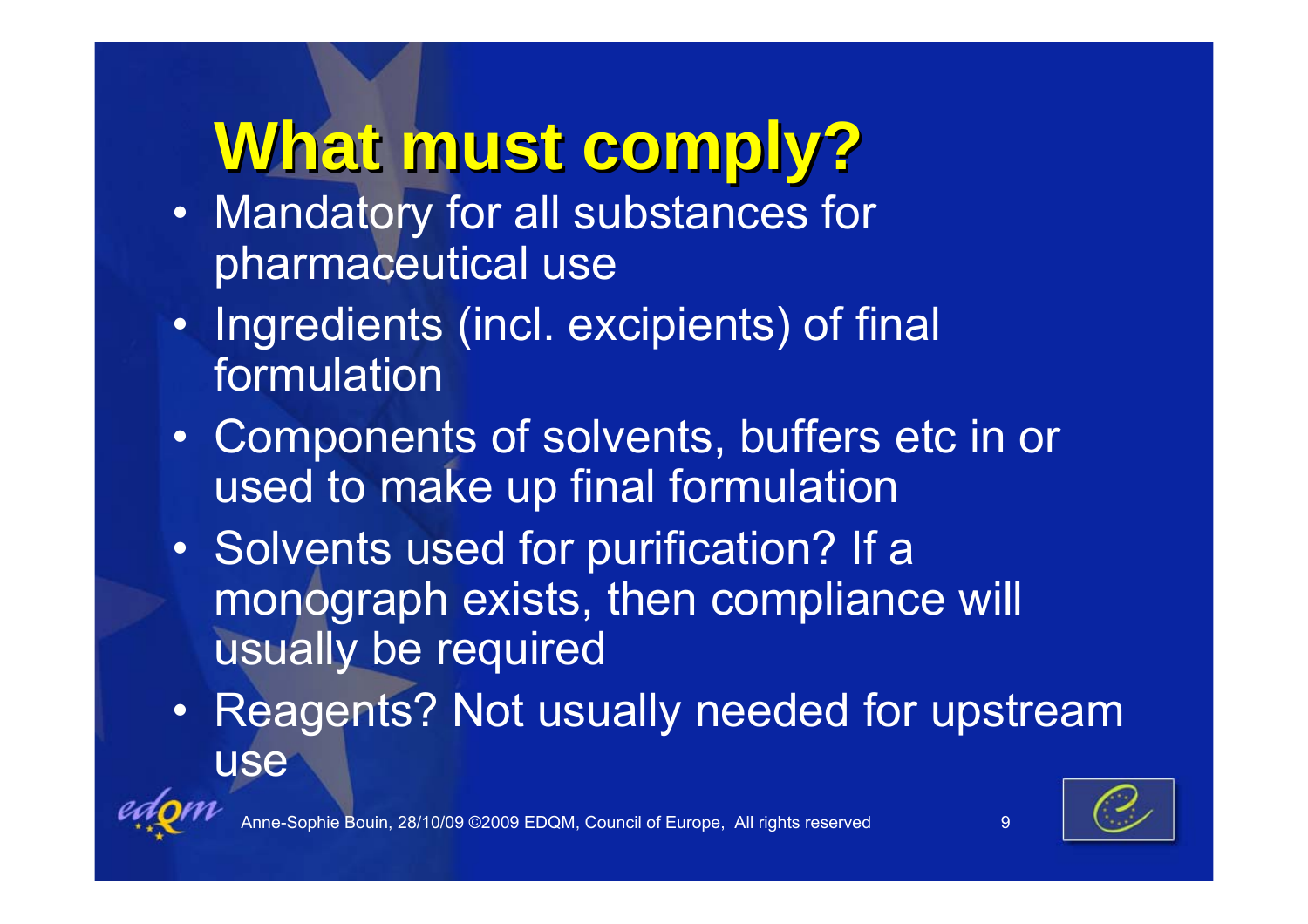# What must comply?

- Mandatory for all substances for pharmaceutical use
- Ingredients (incl. excipients) of final formulation
- Components of solvents, buffers etc in or used to make up final formulation
- Solvents used for purification? If a monograph exists, then compliance will usually be required
- Reagents? Not usually needed for upstream use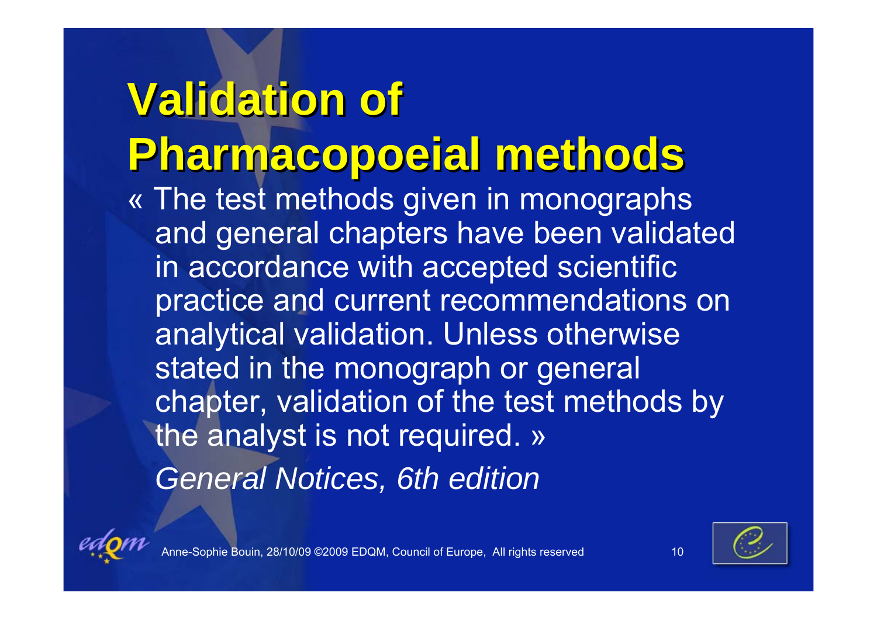# Validation of Pharmacopoeial methods

« The test methods given in monographs and general chapters have been validated in accordance with accepted scientific practice and current recommendations on analytical validation. Unless otherwise stated in the monograph or general chapter, validation of the test methods by the analyst is not required. »

*General Notices, 6th edition*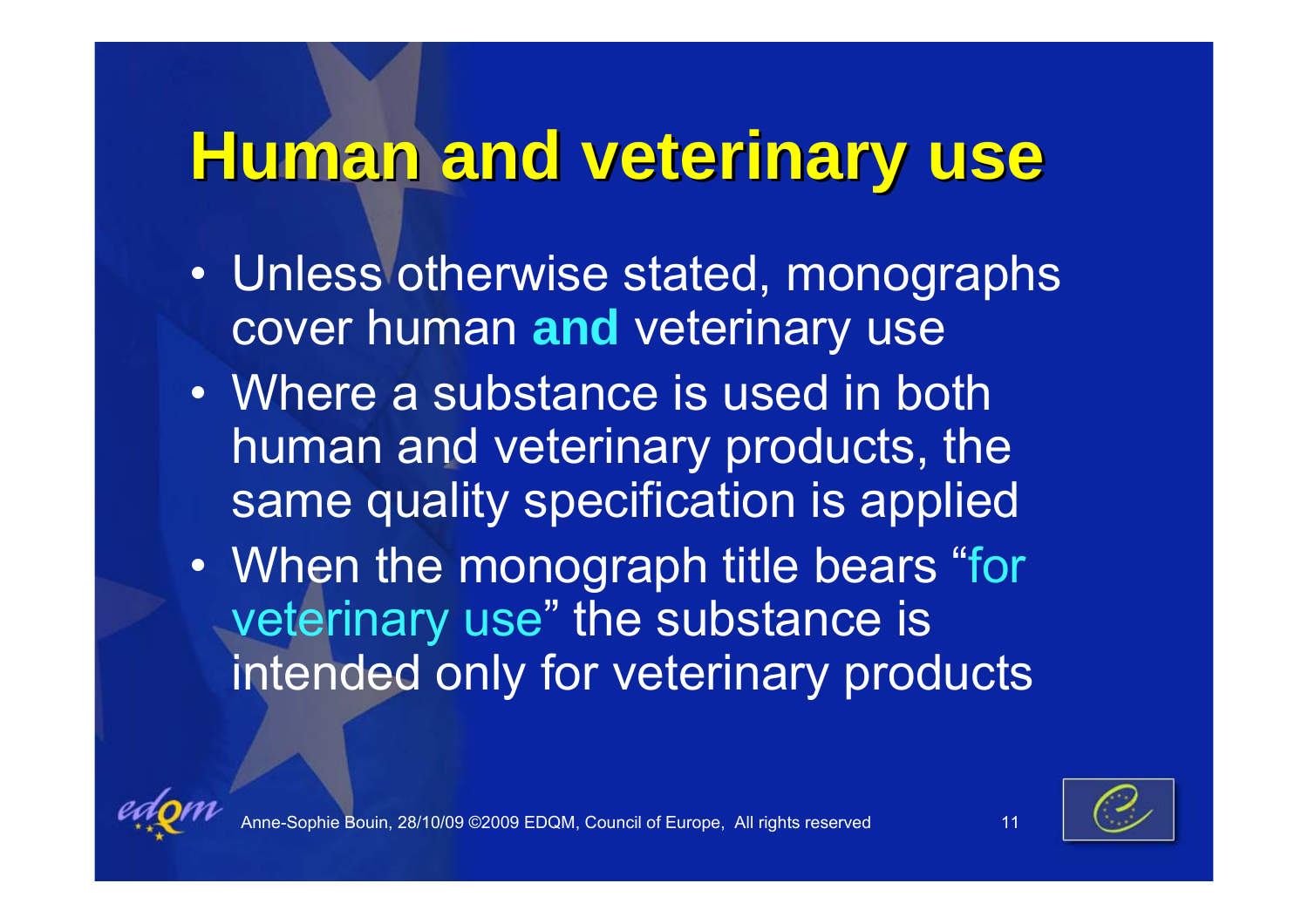# Human and veterinary use

- Unless otherwise stated, monographs cover human **and** veterinary use
- Where a substance is used in both human and veterinary products, the same quality specification is applied
- When the monograph title bears "for veterinary use" the substance is intended only for veterinary products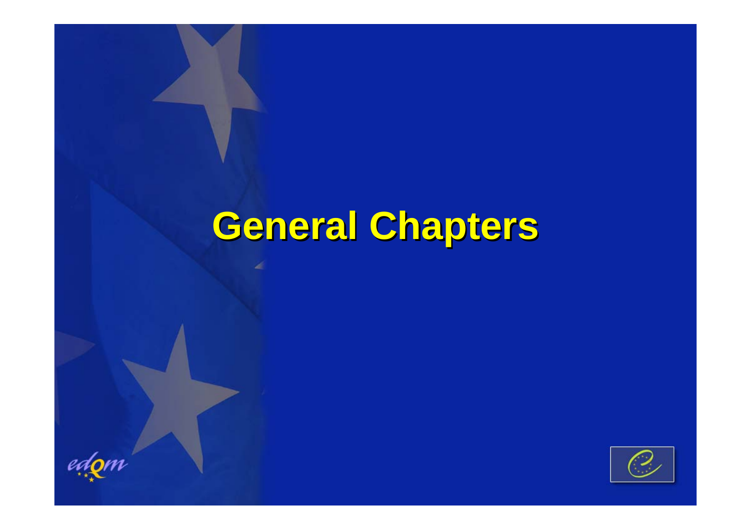# General Chapters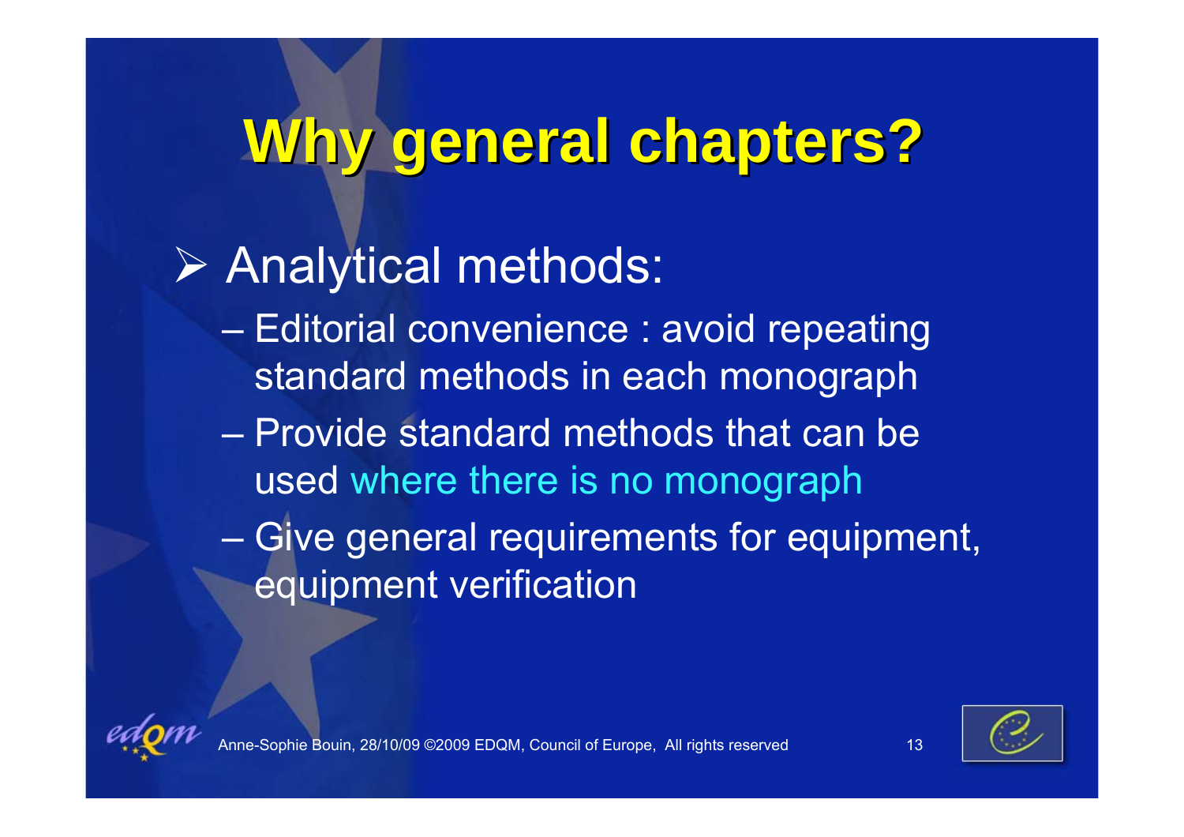# Why general chapters?

- Analytical methods:
  - Editorial convenience : avoid repeating standard methods in each monograph
  - Provide standard methods that can be used where there is no monograph
  - Give general requirements for equipment, equipment verification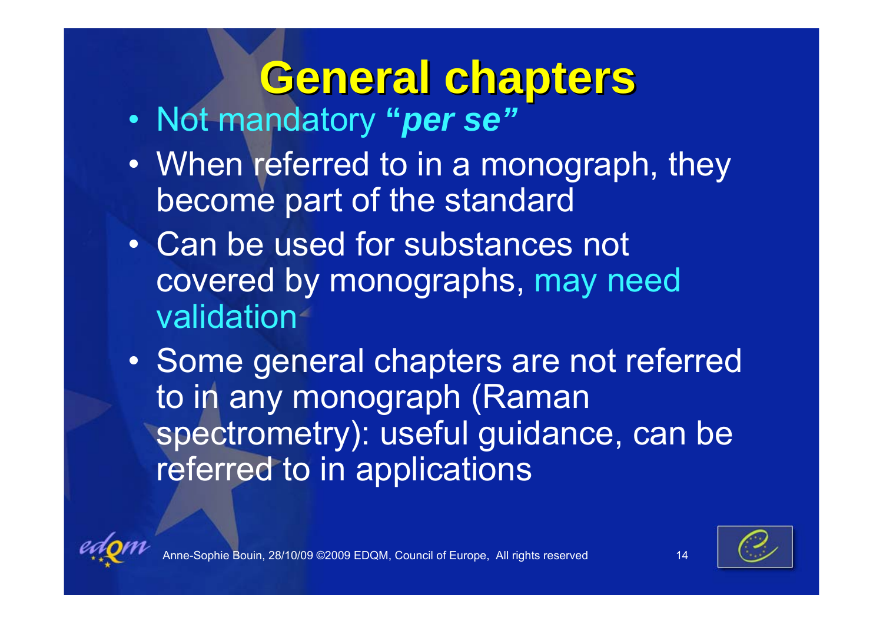# General chapters

- Not mandatory ***"per se"***
- When referred to in a monograph, they become part of the standard
- Can be used for substances not covered by monographs, may need validation
- Some general chapters are not referred to in any monograph (Raman spectrometry): useful guidance, can be referred to in applications

Anne-Sophie Bouin, 28/10/09 ©2009 EDQM, Council of Europe, All rights reserved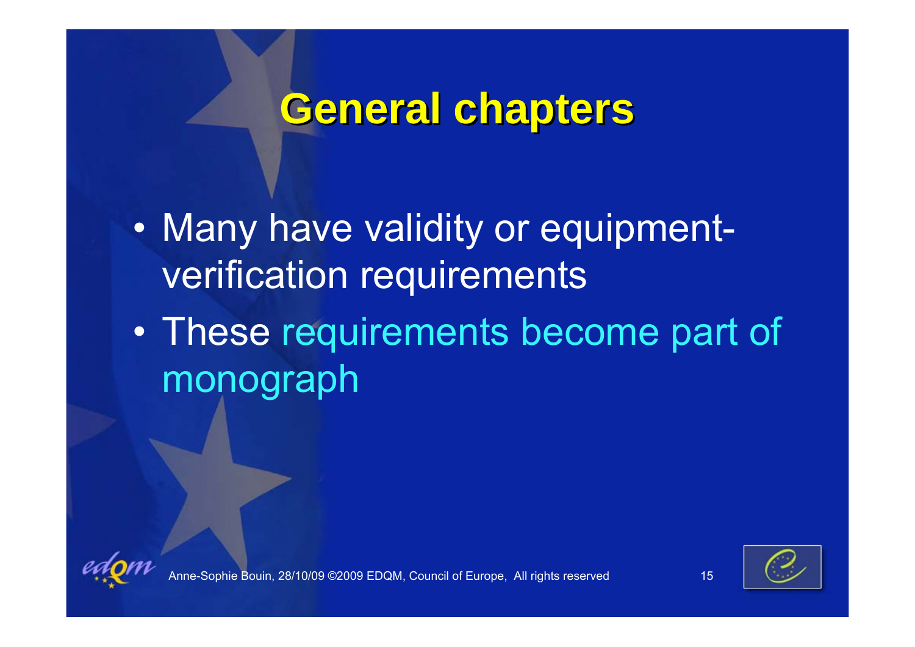# General chapters

- Many have validity or equipment-verification requirements
- These requirements become part of monograph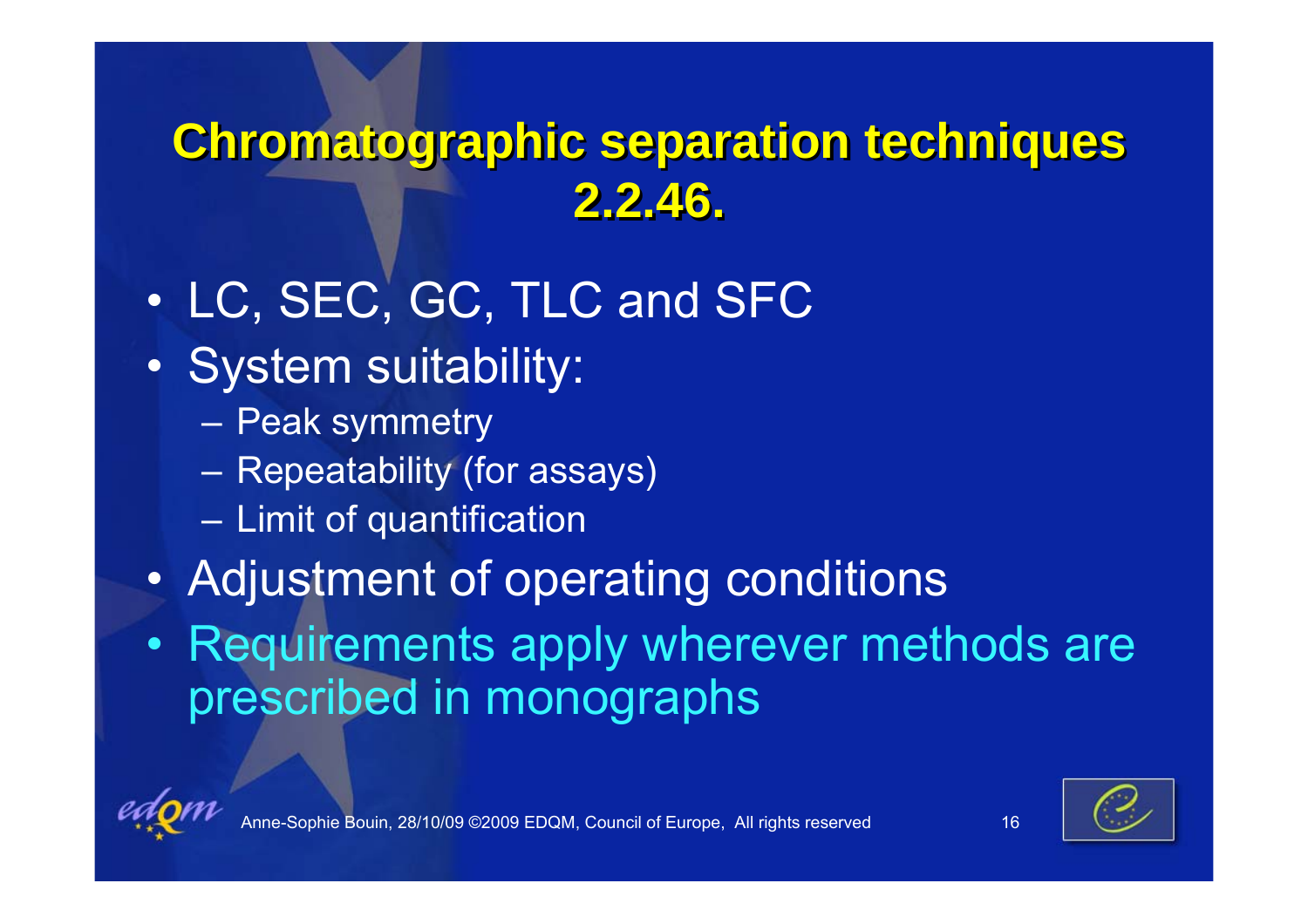# Chromatographic separation techniques 2.2.46.

- LC, SEC, GC, TLC and SFC
- System suitability:
  - Peak symmetry
  - Repeatability (for assays)
  - Limit of quantification
- Adjustment of operating conditions
- Requirements apply wherever methods are prescribed in monographs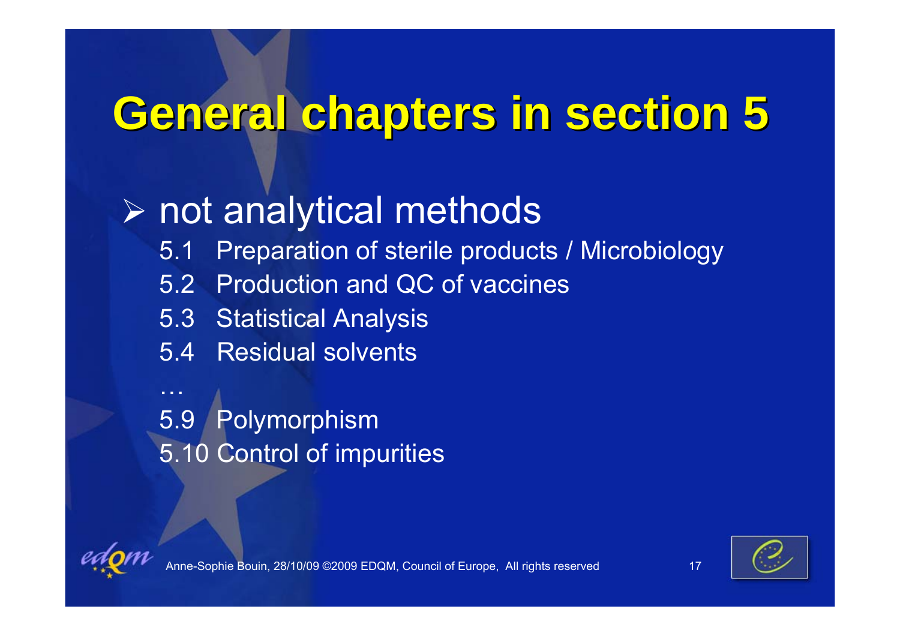# General chapters in section 5

- not analytical methods
  - 5.1 Preparation of sterile products / Microbiology
  - 5.2 Production and QC of vaccines
  - 5.3 Statistical Analysis
  - 5.4 Residual solvents
  - …
  - 5.9 Polymorphism
  - 5.10 Control of impurities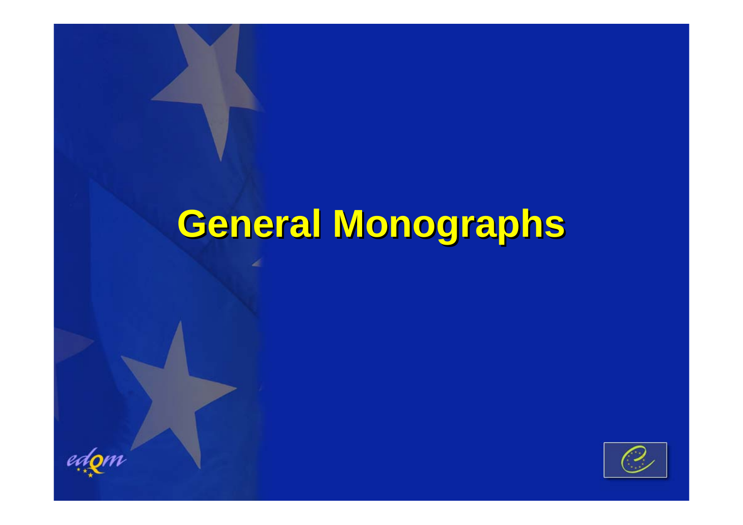# General Monographs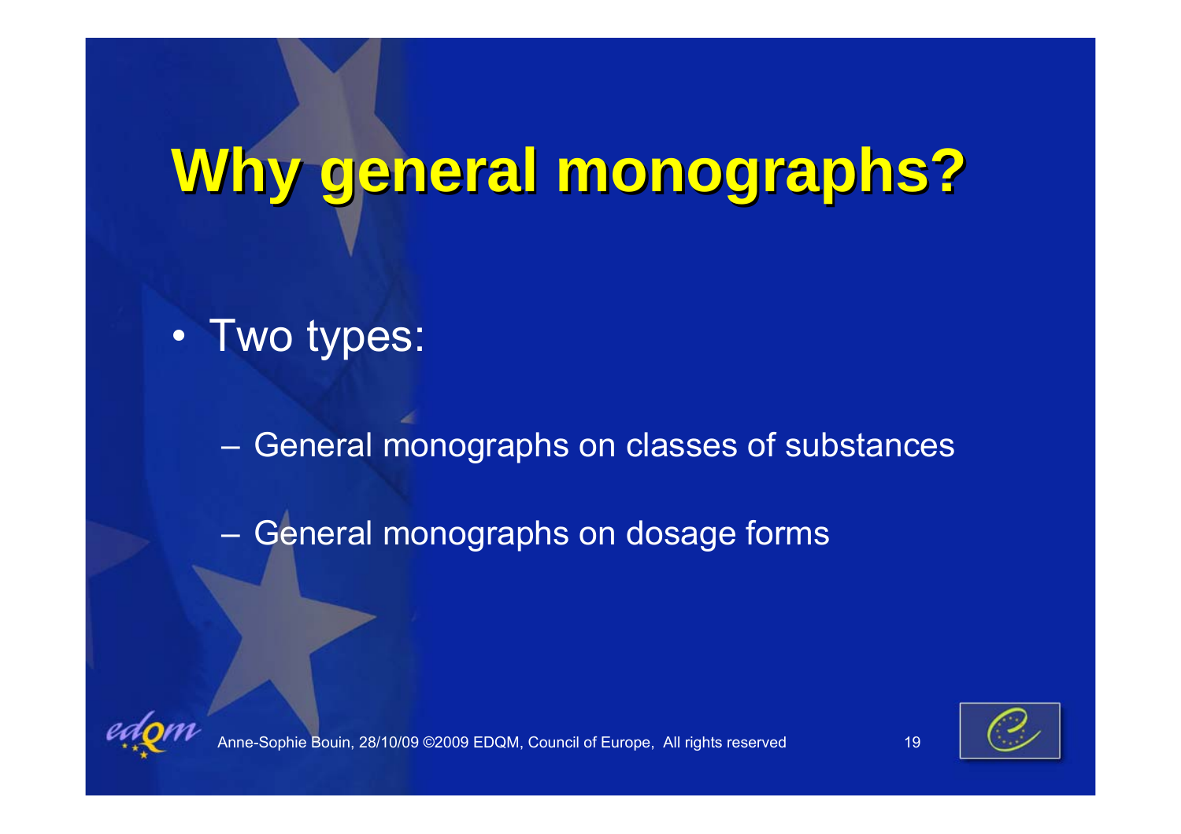# Why general monographs?

- Two types:
  - General monographs on classes of substances
  - General monographs on dosage forms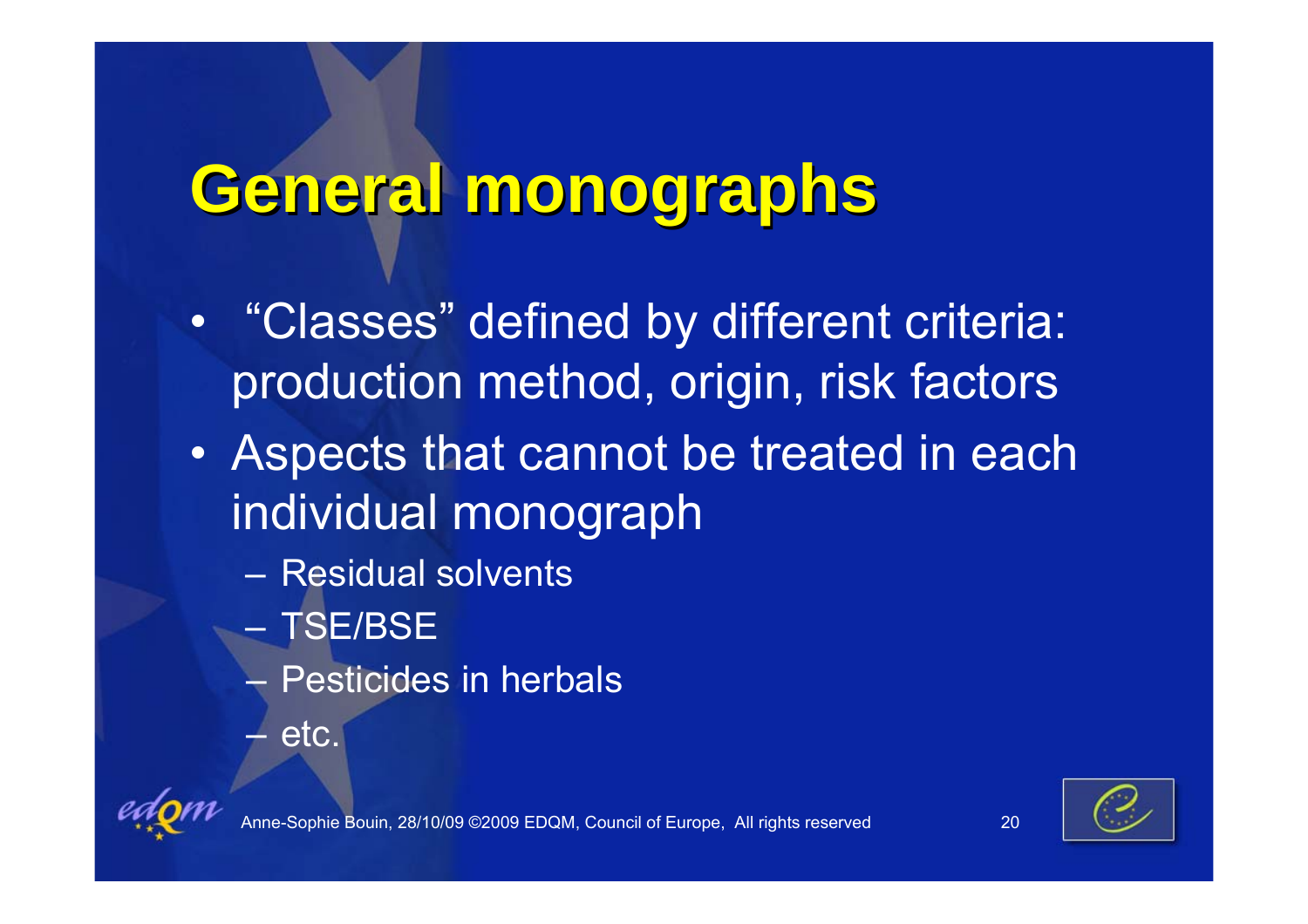# General monographs

- "Classes" defined by different criteria: production method, origin, risk factors
- Aspects that cannot be treated in each individual monograph
  - Residual solvents
  - TSE/BSE
  - Pesticides in herbals
  - etc.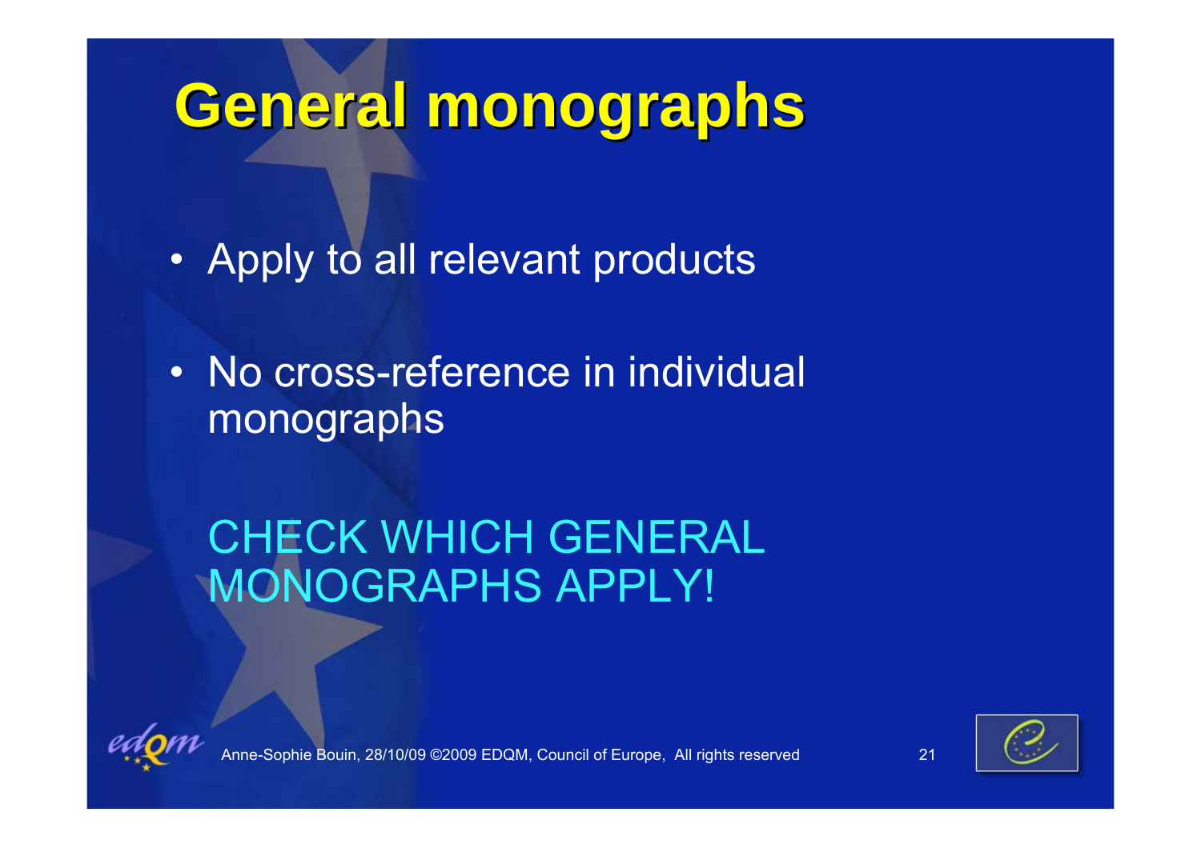# General monographs

- Apply to all relevant products
- No cross-reference in individual monographs

CHECK WHICH GENERAL MONOGRAPHS APPLY!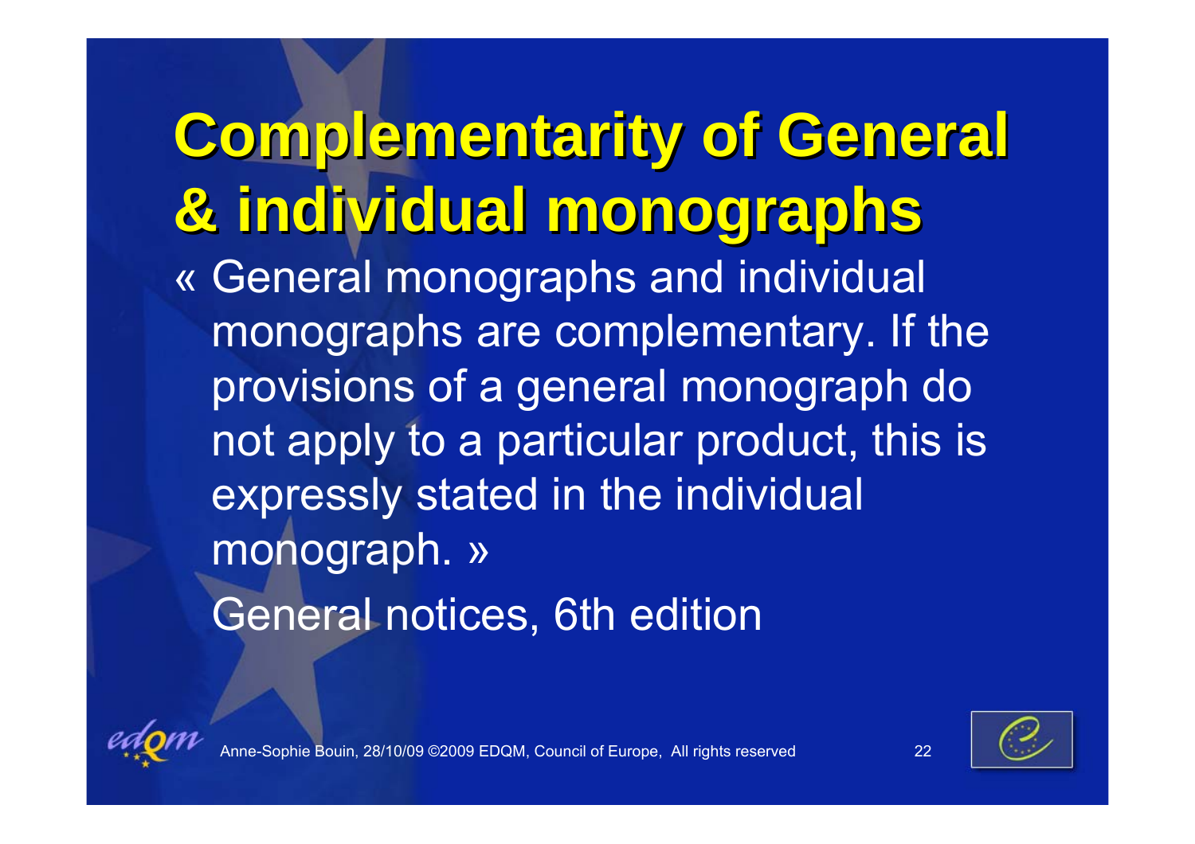# Complementarity of General & individual monographs

« General monographs and individual monographs are complementary. If the provisions of a general monograph do not apply to a particular product, this is expressly stated in the individual monograph. »

General notices, 6th edition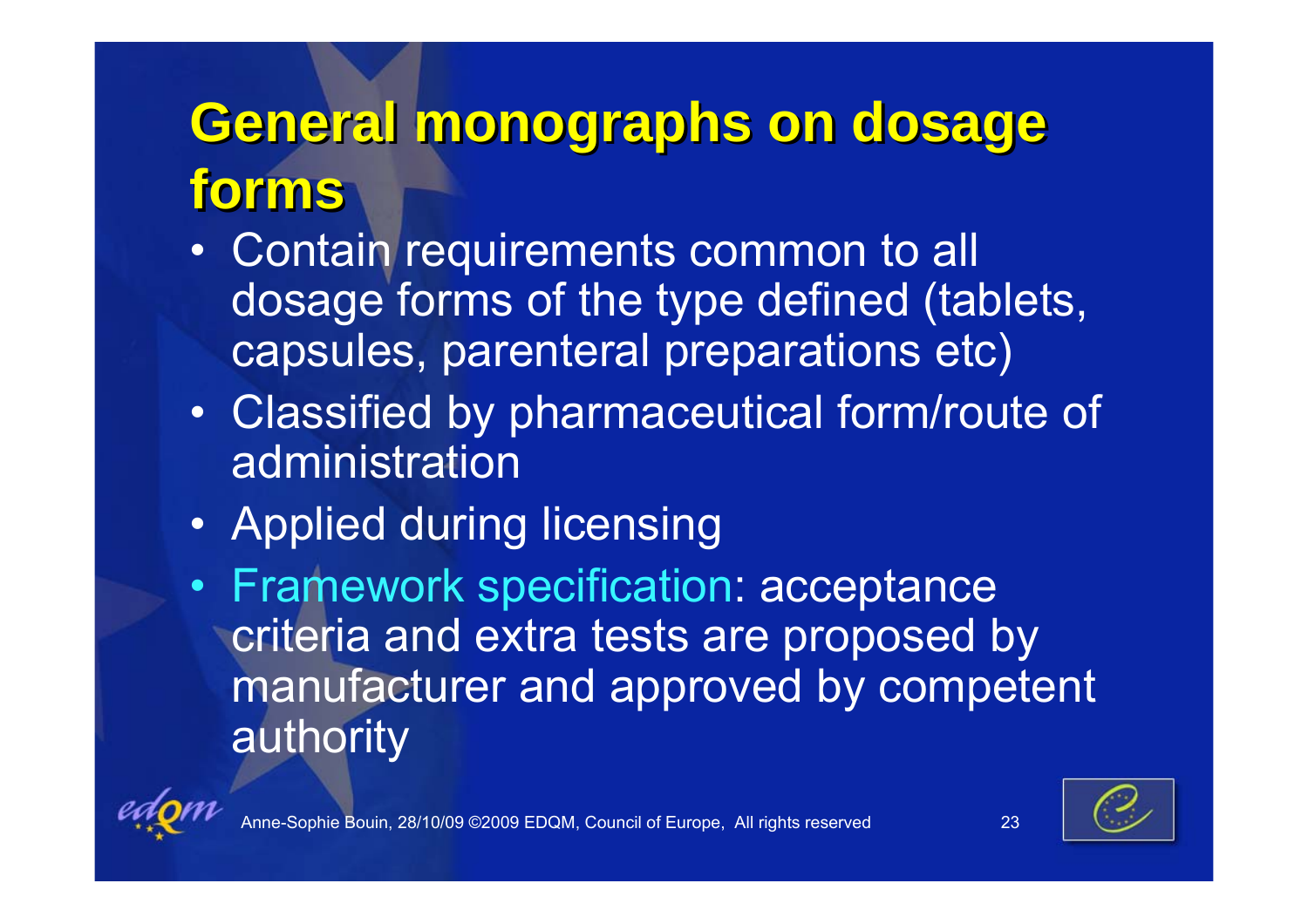# General monographs on dosage forms

- Contain requirements common to all dosage forms of the type defined (tablets, capsules, parenteral preparations etc)
- Classified by pharmaceutical form/route of administration
- Applied during licensing
- Framework specification: acceptance criteria and extra tests are proposed by manufacturer and approved by competent authority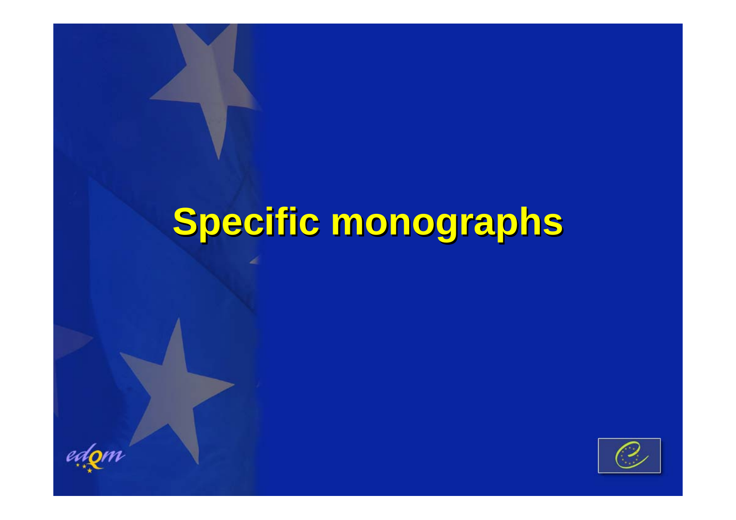# Specific monographs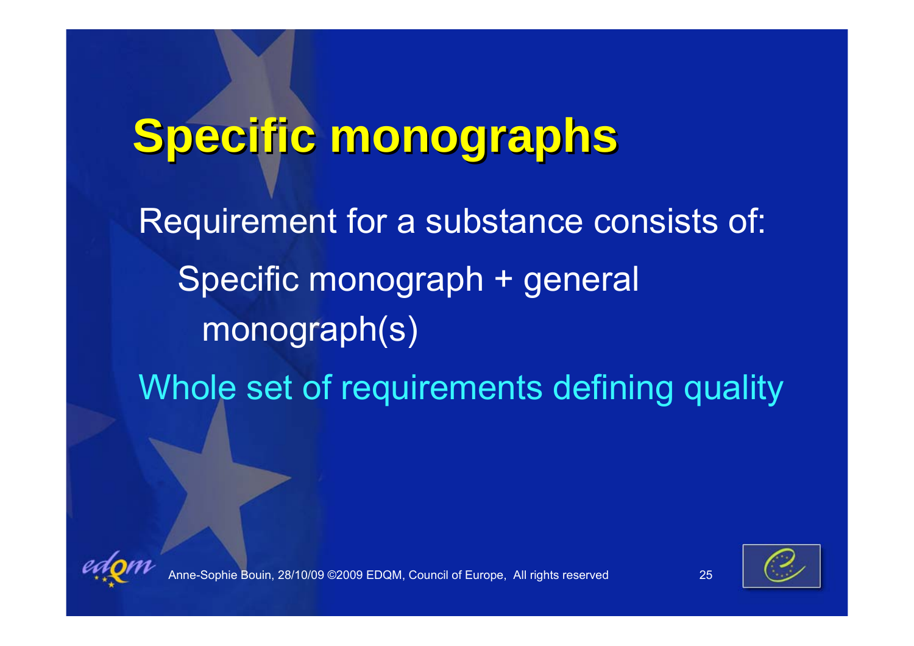# Specific monographs

Requirement for a substance consists of:

- Specific monograph + general monograph(s)

Whole set of requirements defining quality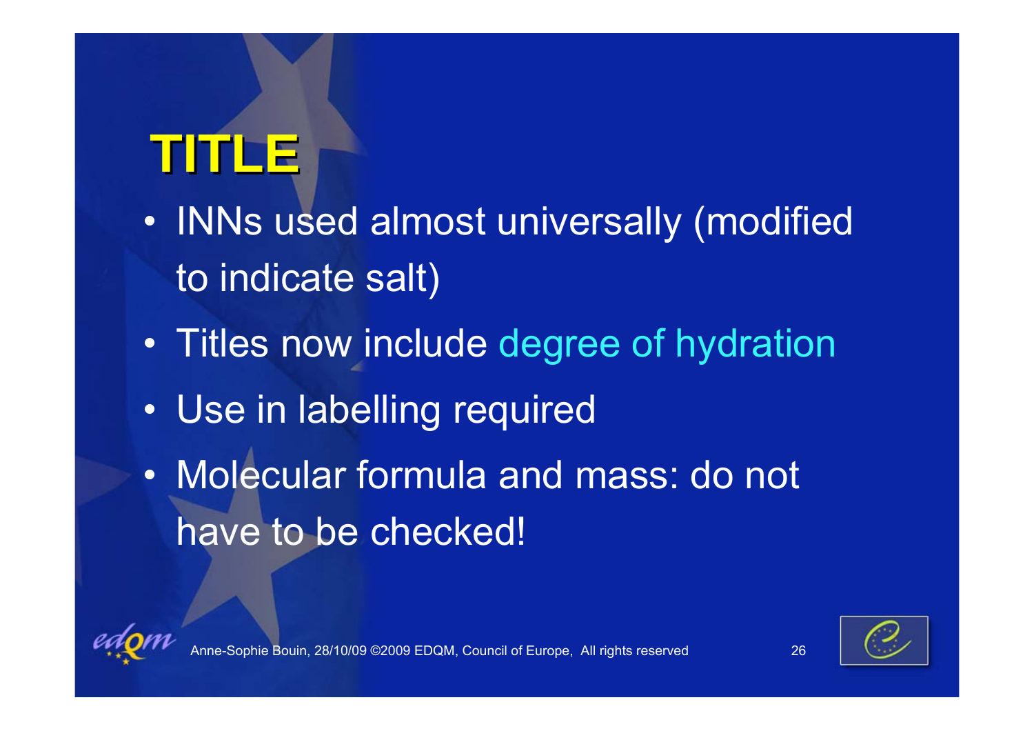# TITLE

- INNs used almost universally (modified to indicate salt)
- Titles now include degree of hydration
- Use in labelling required
- Molecular formula and mass: do not have to be checked!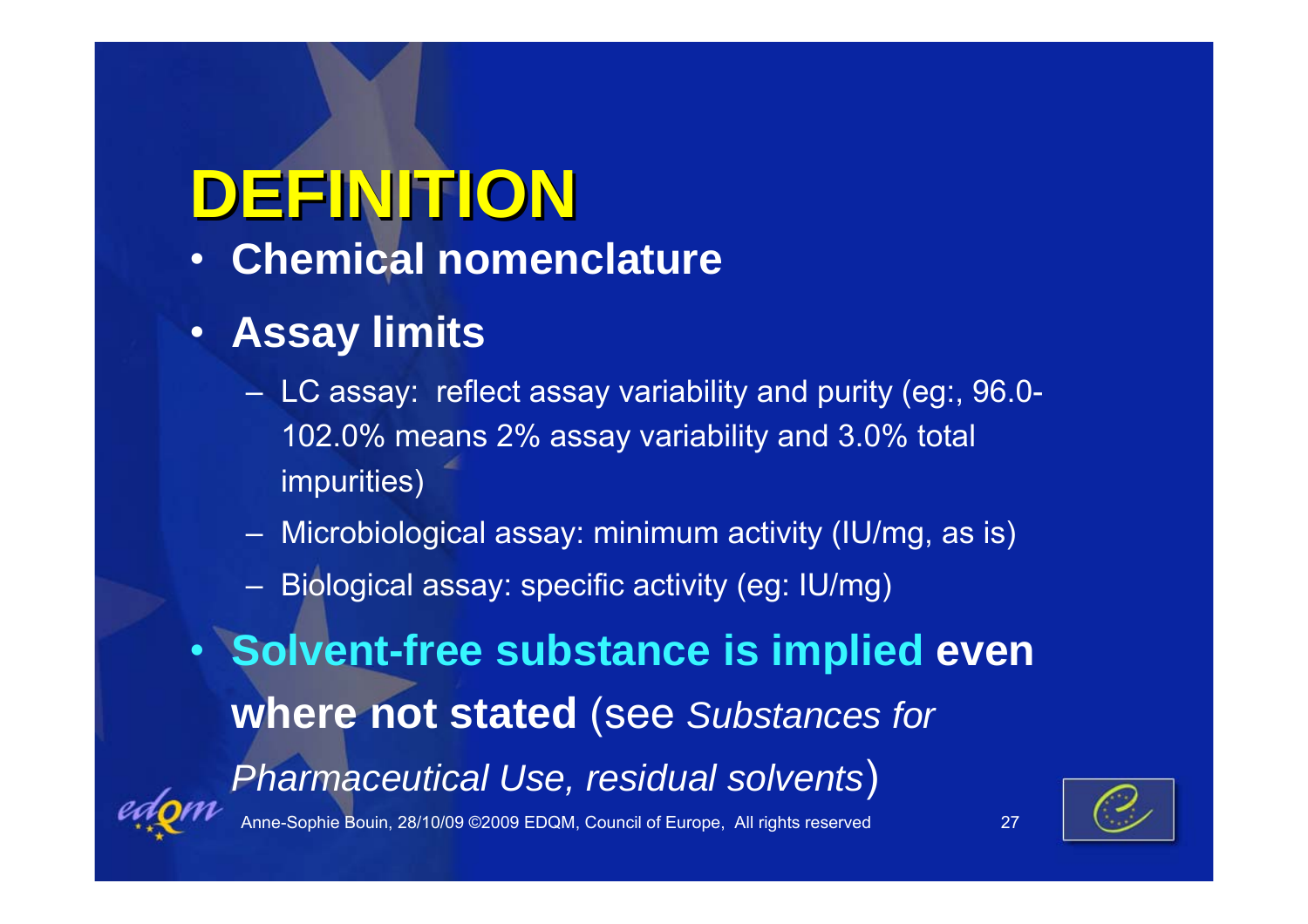# DEFINITION

- **Chemical nomenclature**
- **Assay limits**
  - LC assay: reflect assay variability and purity (eg:, 96.0-102.0% means 2% assay variability and 3.0% total impurities)
  - Microbiological assay: minimum activity (IU/mg, as is)
  - Biological assay: specific activity (eg: IU/mg)
- **Solvent-free substance is implied even where not stated** (see *Substances for Pharmaceutical Use, residual solvents*)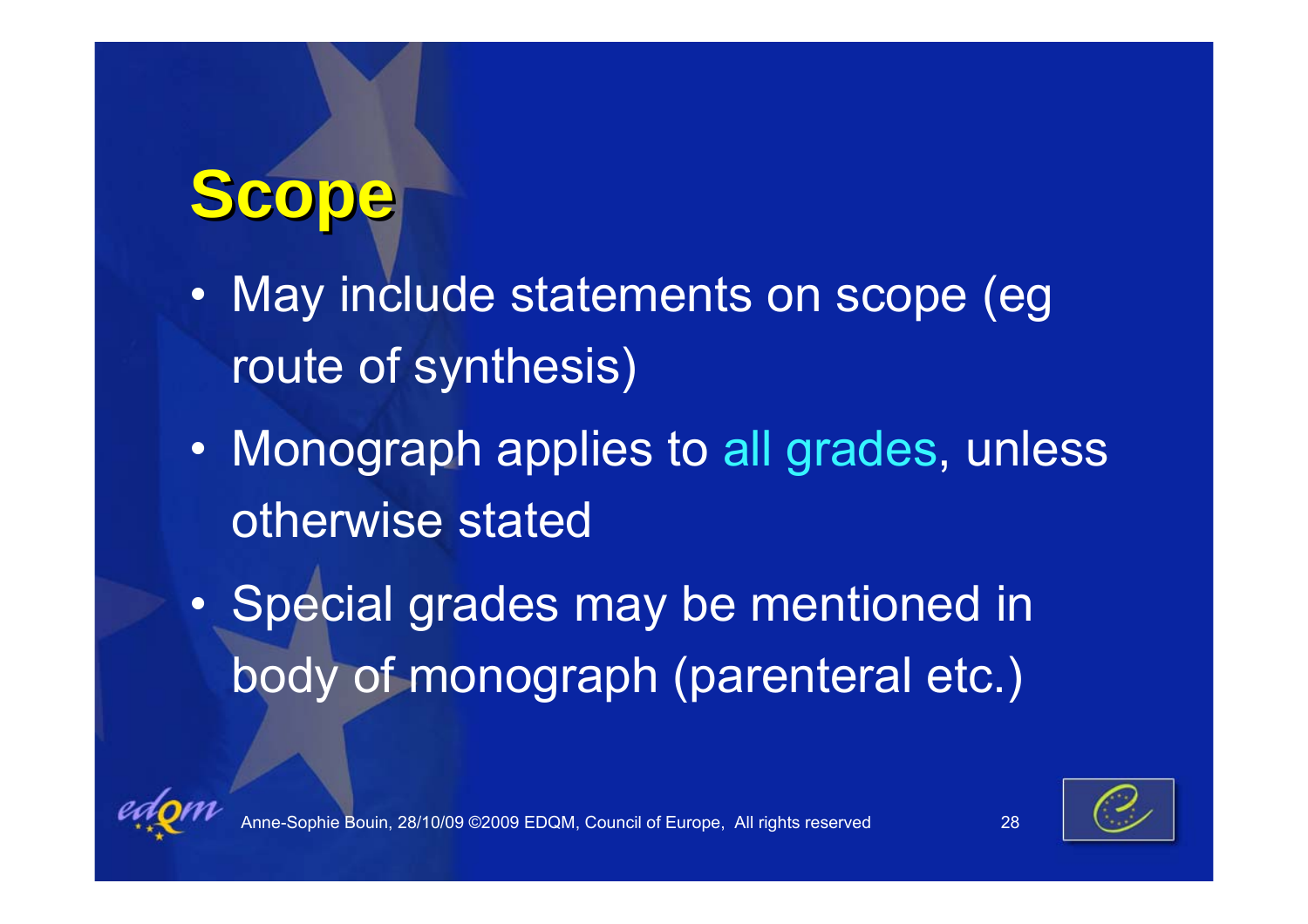# Scope

- May include statements on scope (eg route of synthesis)
- Monograph applies to all grades, unless otherwise stated
- Special grades may be mentioned in body of monograph (parenteral etc.)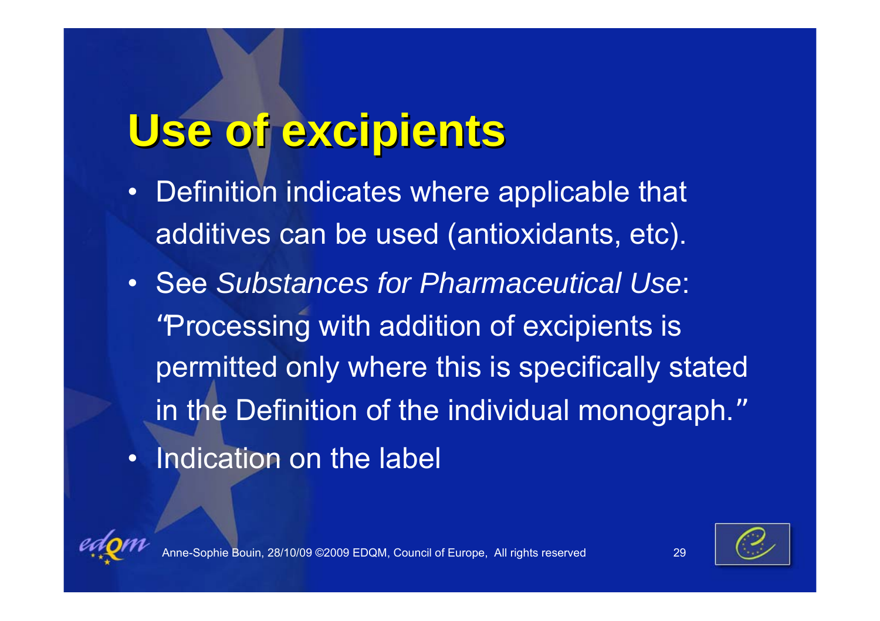# Use of excipients

- Definition indicates where applicable that additives can be used (antioxidants, etc).
- See *Substances for Pharmaceutical Use*: "Processing with addition of excipients is permitted only where this is specifically stated in the Definition of the individual monograph."
- Indication on the label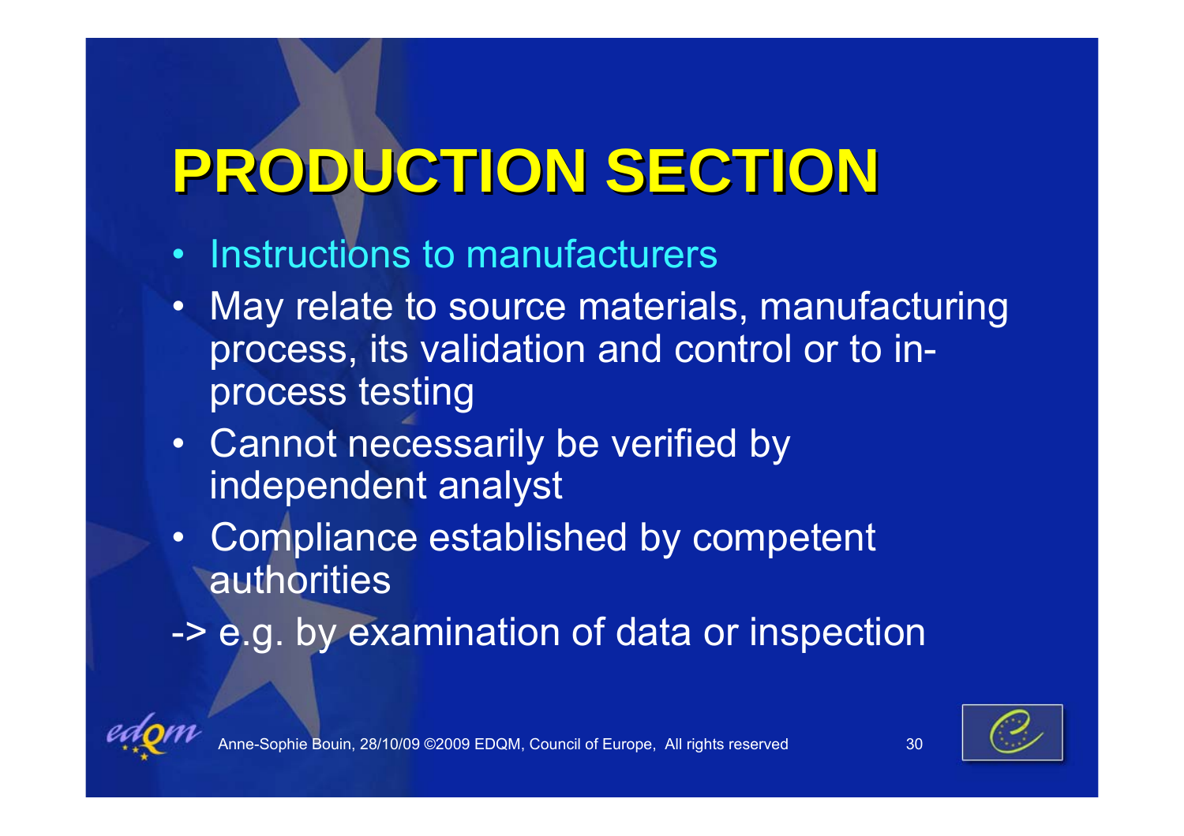# PRODUCTION SECTION

- Instructions to manufacturers
- May relate to source materials, manufacturing process, its validation and control or to in-process testing
- Cannot necessarily be verified by independent analyst
- Compliance established by competent authorities

-> e.g. by examination of data or inspection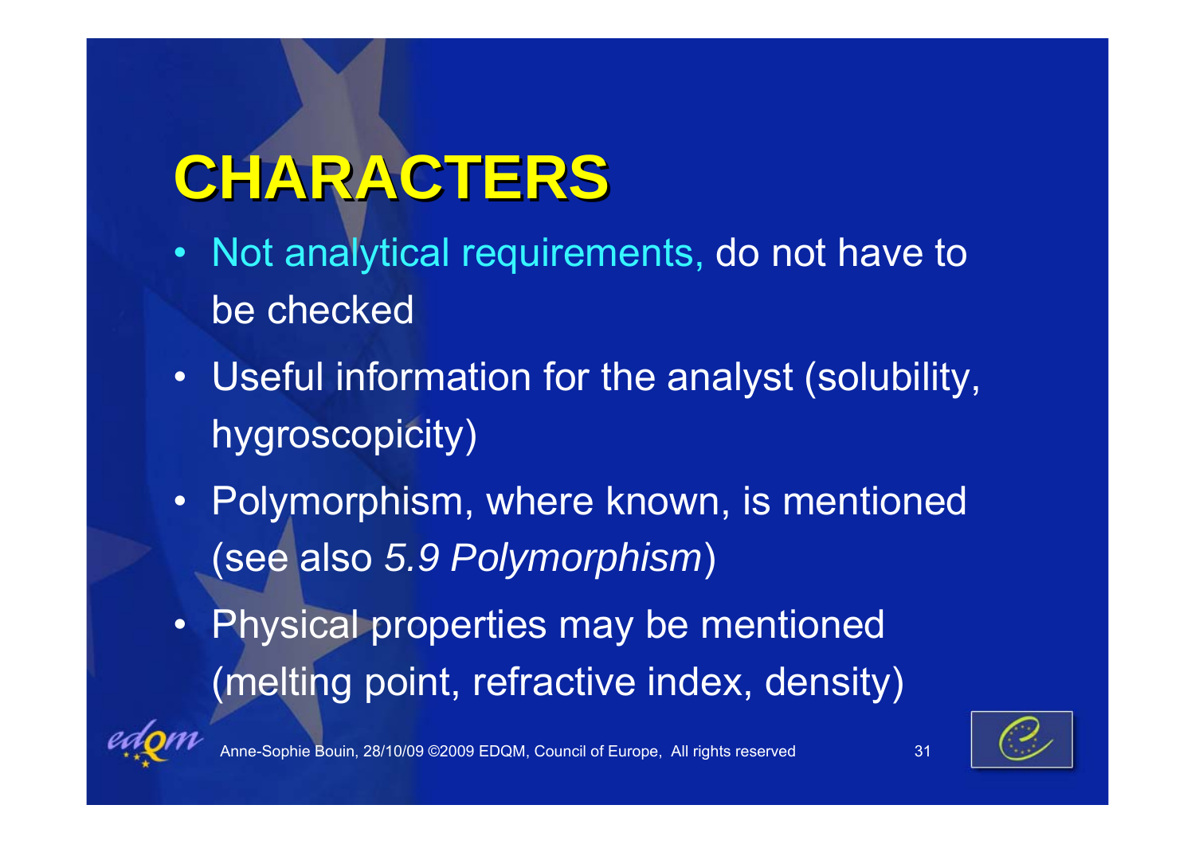# CHARACTERS

- Not analytical requirements, do not have to be checked
- Useful information for the analyst (solubility, hygroscopicity)
- Polymorphism, where known, is mentioned (see also *5.9 Polymorphism*)
- Physical properties may be mentioned (melting point, refractive index, density)

Anne-Sophie Bouin, 28/10/09 ©2009 EDQM, Council of Europe, All rights reserved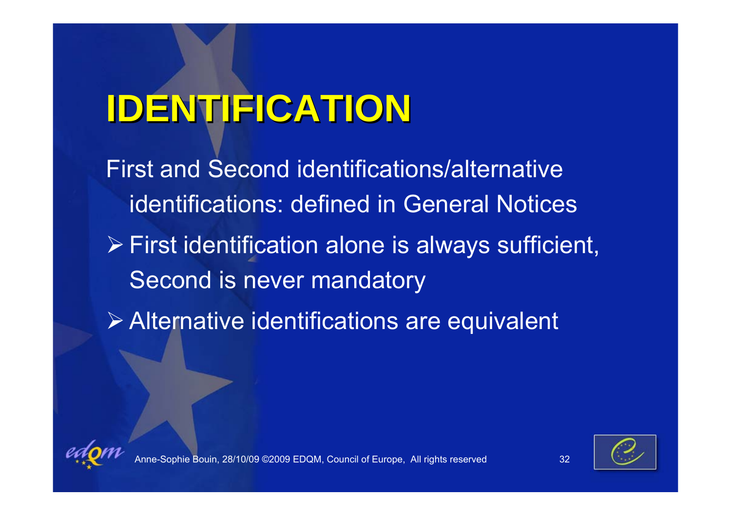# IDENTIFICATION

First and Second identifications/alternative identifications: defined in General Notices

- First identification alone is always sufficient, Second is never mandatory
- Alternative identifications are equivalent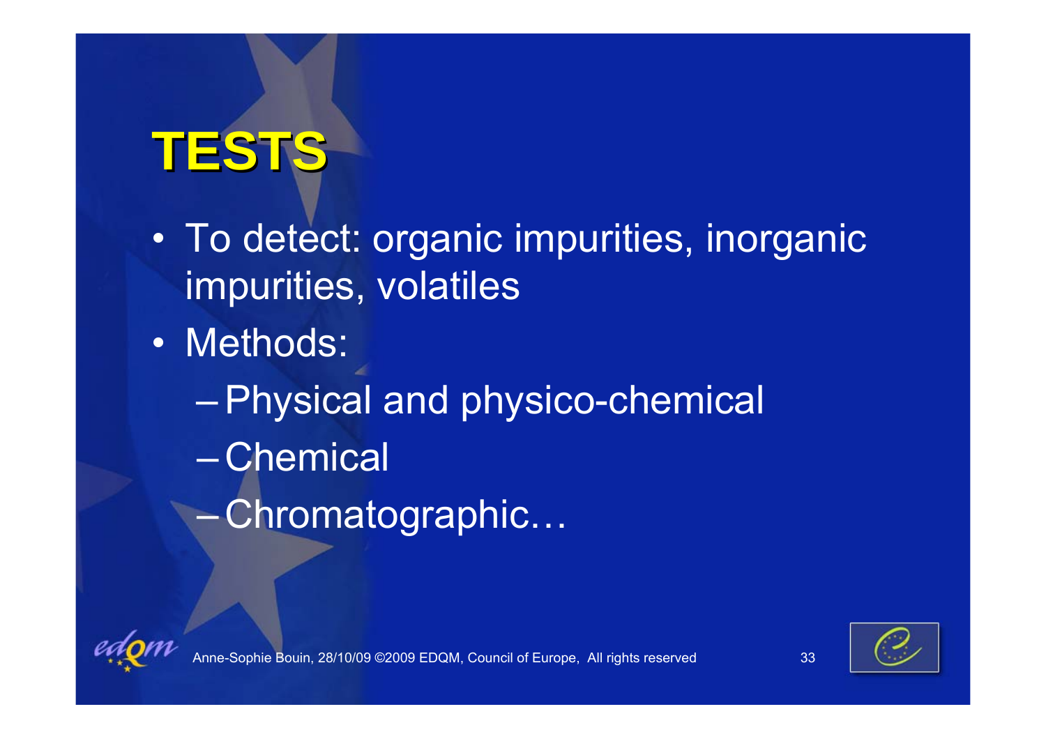# TESTS

- To detect: organic impurities, inorganic impurities, volatiles
- Methods:
  - Physical and physico-chemical
  - Chemical
  - Chromatographic…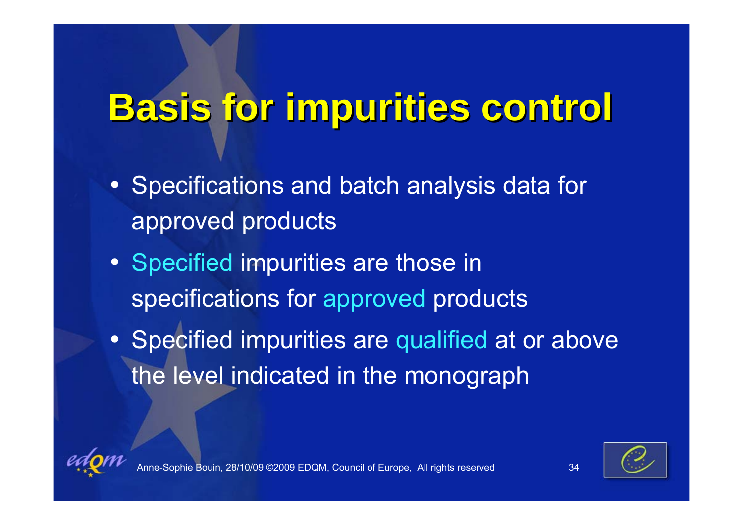# Basis for impurities control

- Specifications and batch analysis data for approved products
- Specified impurities are those in specifications for approved products
- Specified impurities are qualified at or above the level indicated in the monograph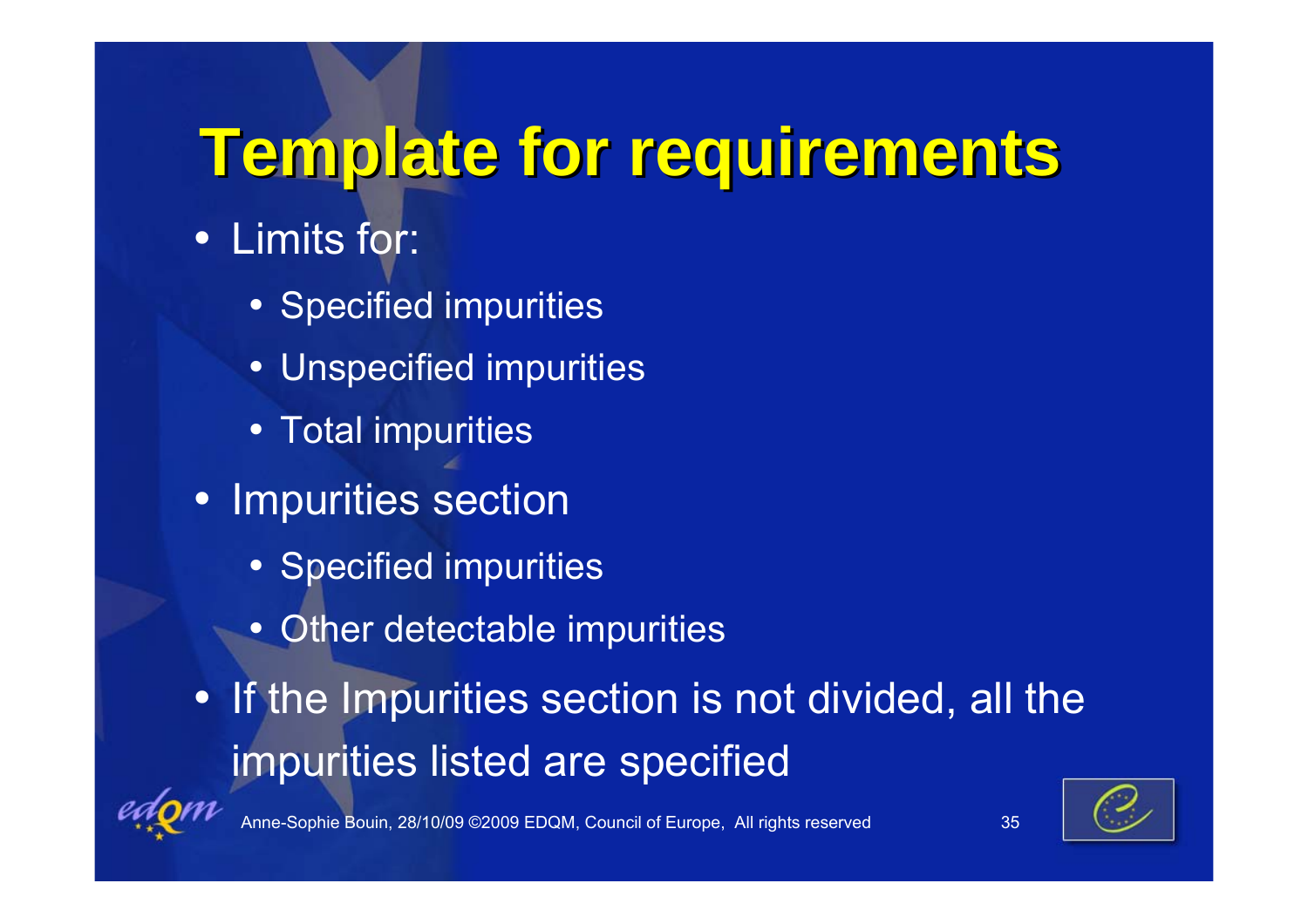# Template for requirements

- Limits for:
  - Specified impurities
  - Unspecified impurities
  - Total impurities
- Impurities section
  - Specified impurities
  - Other detectable impurities
- If the Impurities section is not divided, all the impurities listed are specified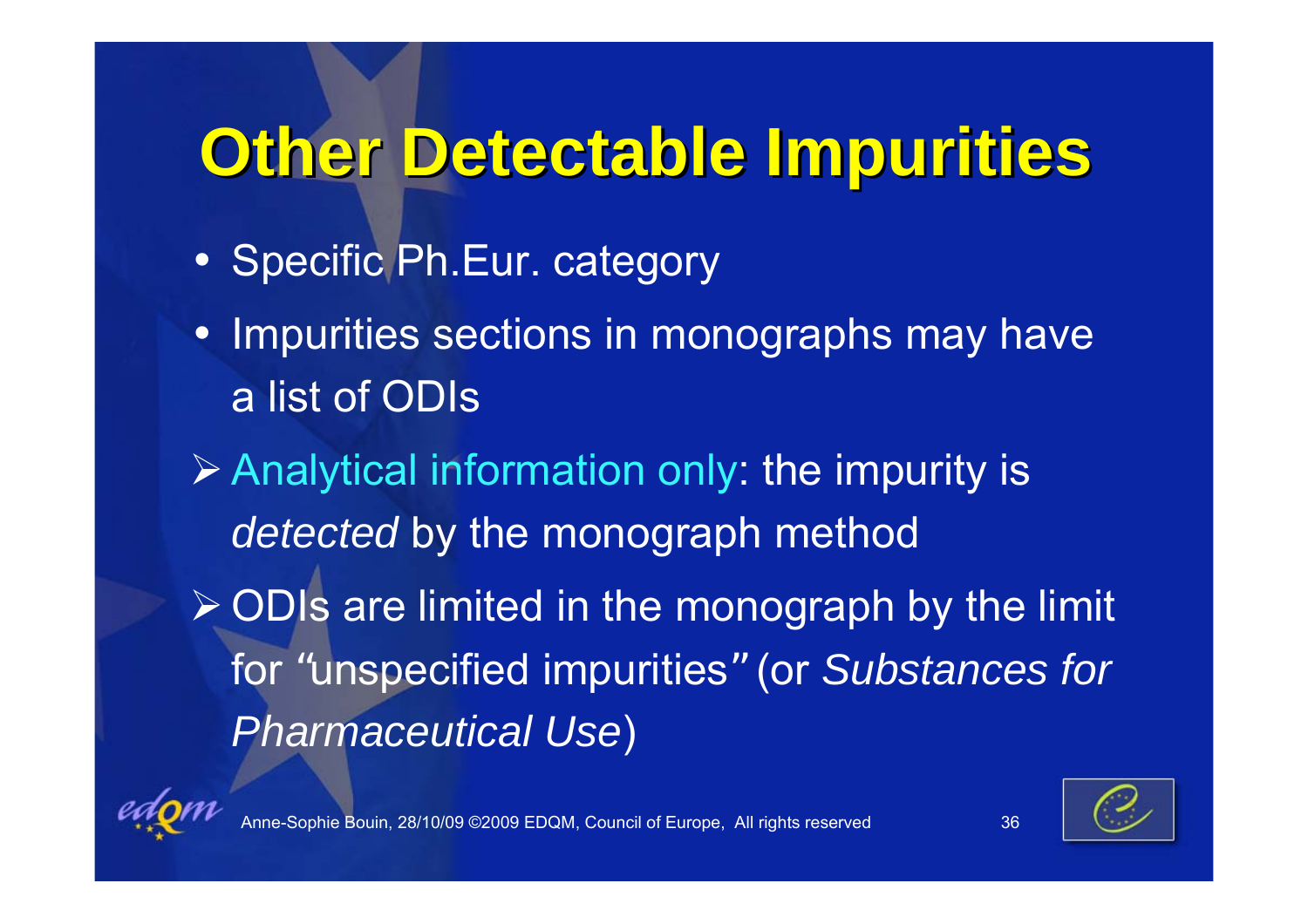# Other Detectable Impurities

- Specific Ph.Eur. category
- Impurities sections in monographs may have a list of ODIs

➢ Analytical information only: the impurity is *detected* by the monograph method

➢ ODIs are limited in the monograph by the limit for "unspecified impurities" (or *Substances for Pharmaceutical Use*)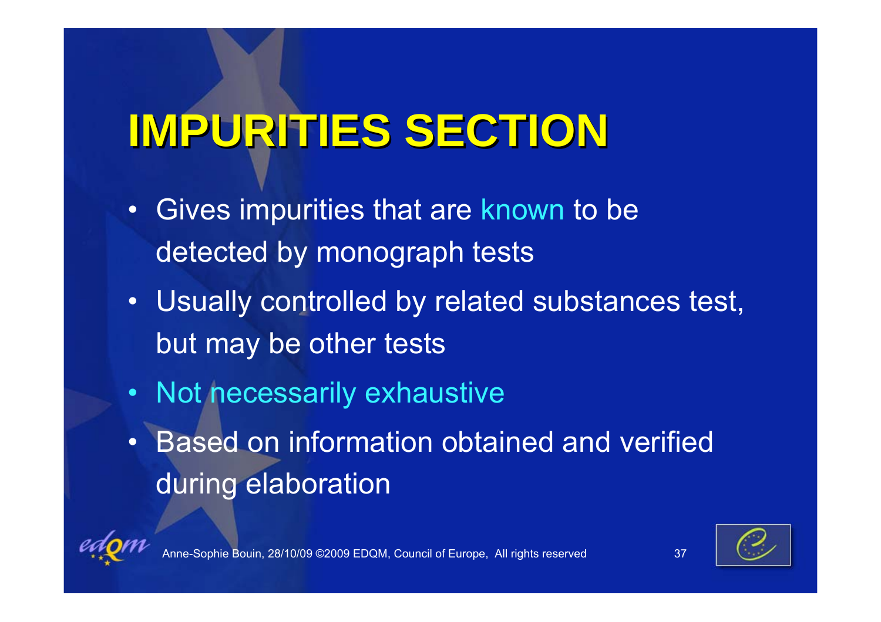# IMPURITIES SECTION

- Gives impurities that are known to be detected by monograph tests
- Usually controlled by related substances test, but may be other tests
- Not necessarily exhaustive
- Based on information obtained and verified during elaboration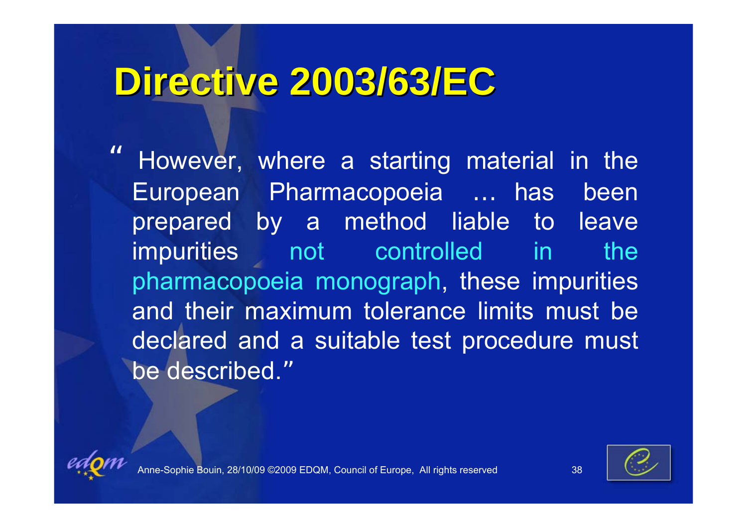# Directive 2003/63/EC

" However, where a starting material in the European Pharmacopoeia … has been prepared by a method liable to leave impurities not controlled in the pharmacopoeia monograph, these impurities and their maximum tolerance limits must be declared and a suitable test procedure must be described."

Anne-Sophie Bouin, 28/10/09 ©2009 EDQM, Council of Europe, All rights reserved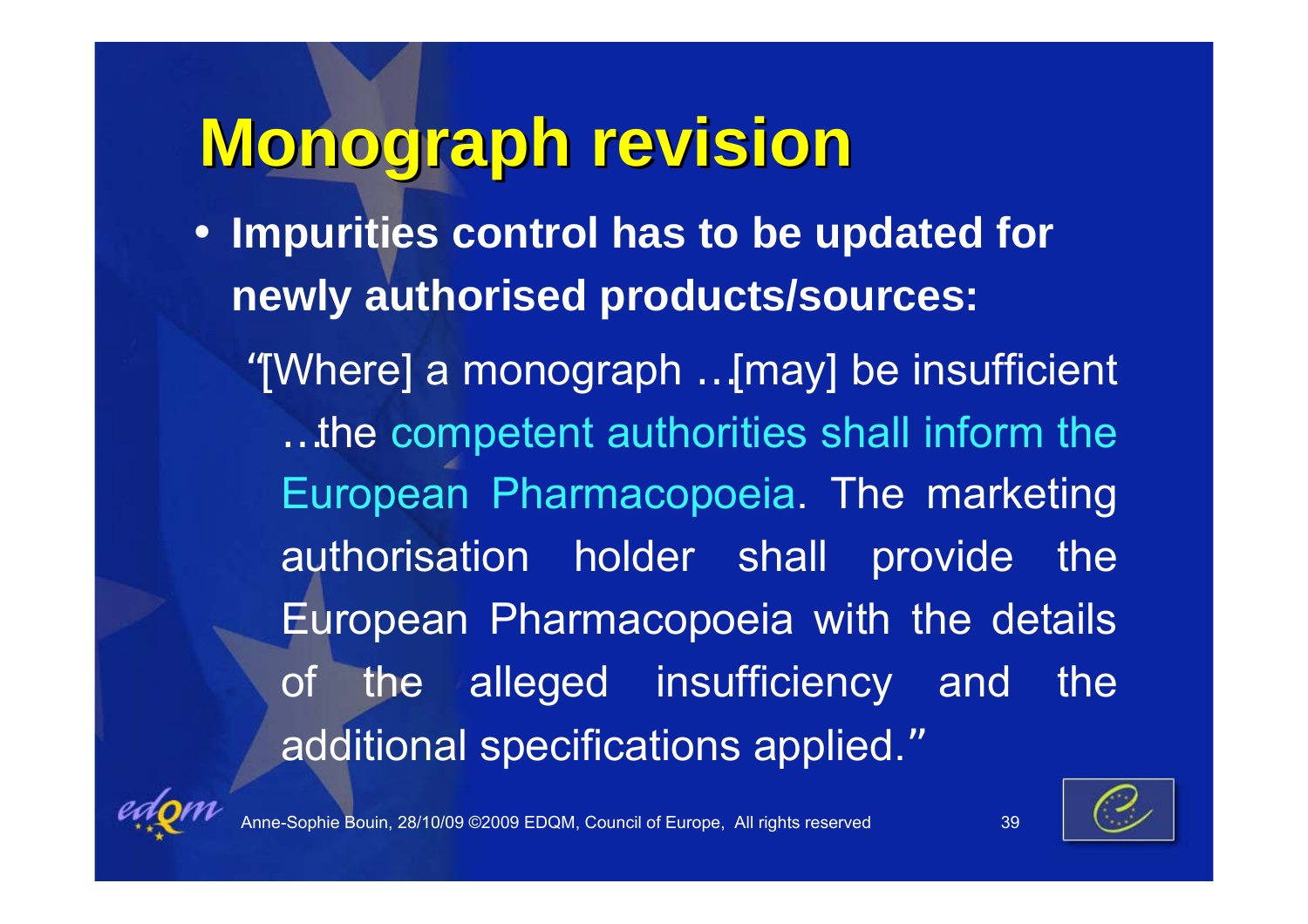# Monograph revision

- **Impurities control has to be updated for newly authorised products/sources:**

  "[Where] a monograph …[may] be insufficient …the competent authorities shall inform the European Pharmacopoeia. The marketing authorisation holder shall provide the European Pharmacopoeia with the details of the alleged insufficiency and the additional specifications applied."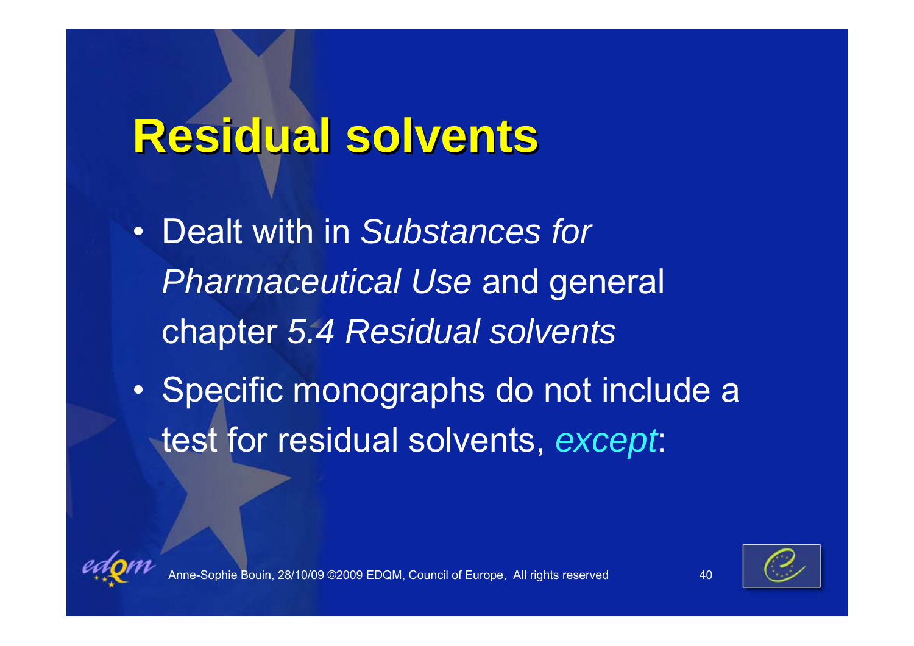# Residual solvents

- Dealt with in *Substances for Pharmaceutical Use* and general chapter *5.4 Residual solvents*
- Specific monographs do not include a test for residual solvents, *except*: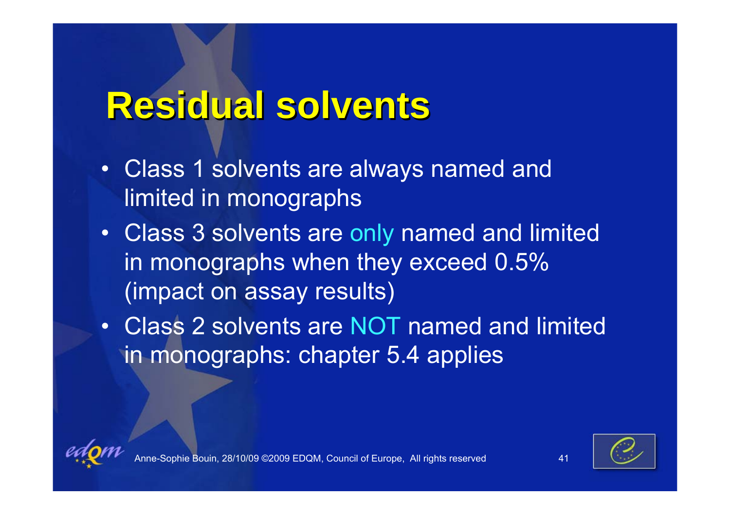# Residual solvents

- Class 1 solvents are always named and limited in monographs
- Class 3 solvents are only named and limited in monographs when they exceed 0.5% (impact on assay results)
- Class 2 solvents are NOT named and limited in monographs: chapter 5.4 applies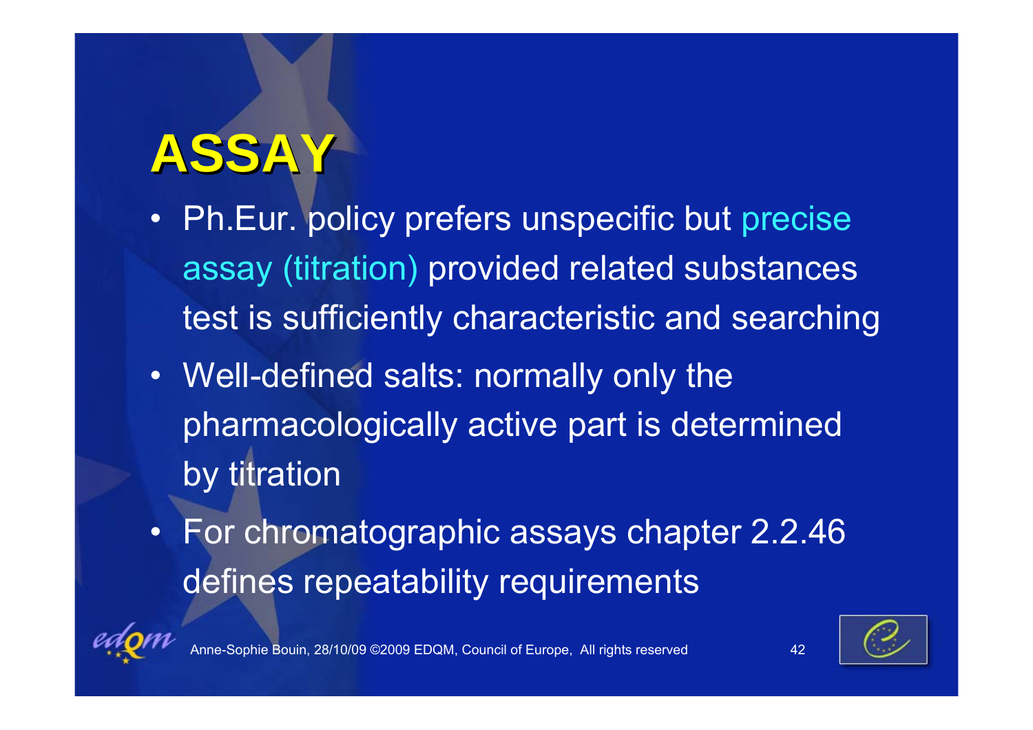# ASSAY

- Ph.Eur. policy prefers unspecific but precise assay (titration) provided related substances test is sufficiently characteristic and searching
- Well-defined salts: normally only the pharmacologically active part is determined by titration
- For chromatographic assays chapter 2.2.46 defines repeatability requirements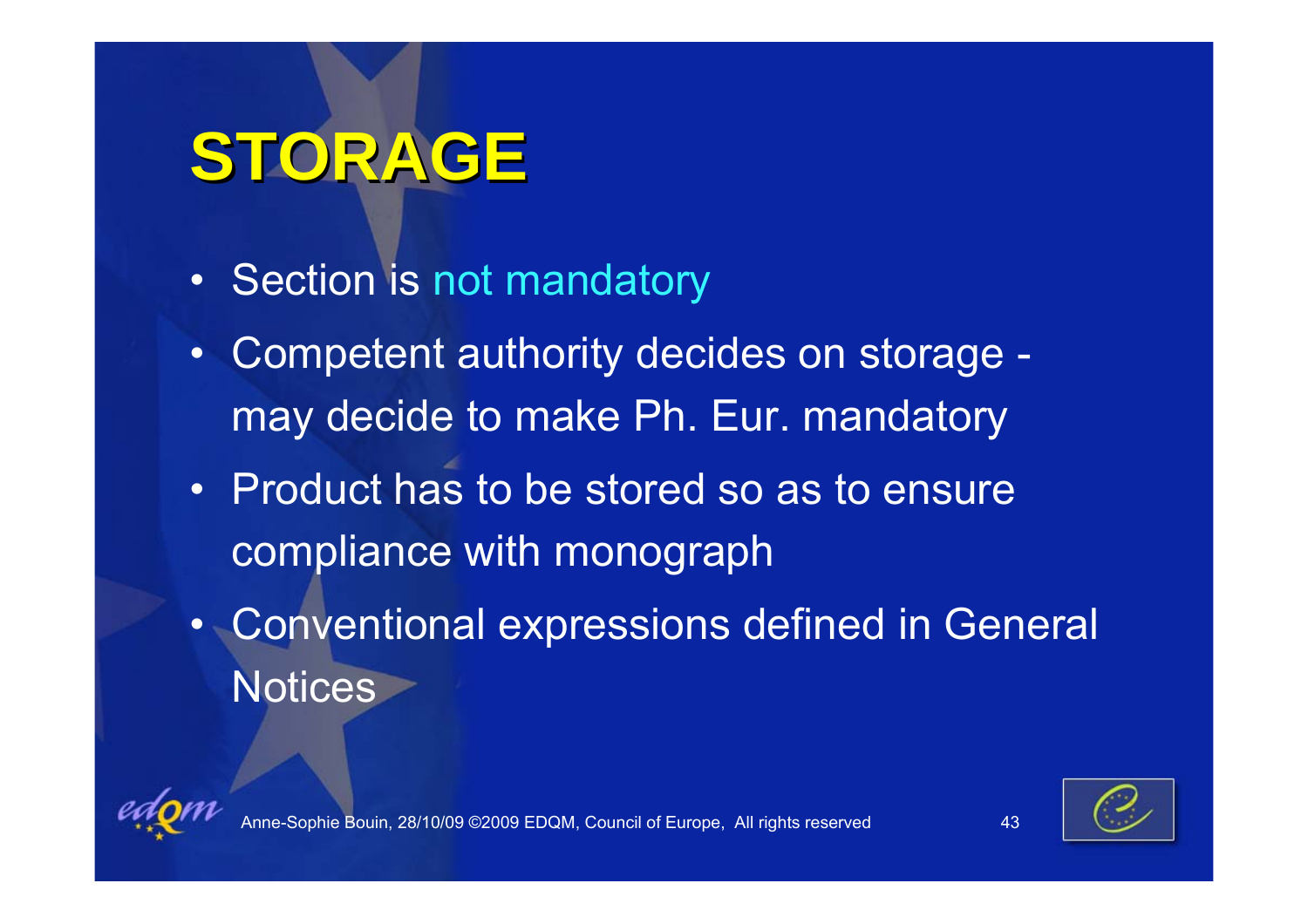# STORAGE

- Section is not mandatory
- Competent authority decides on storage - may decide to make Ph. Eur. mandatory
- Product has to be stored so as to ensure compliance with monograph
- Conventional expressions defined in General Notices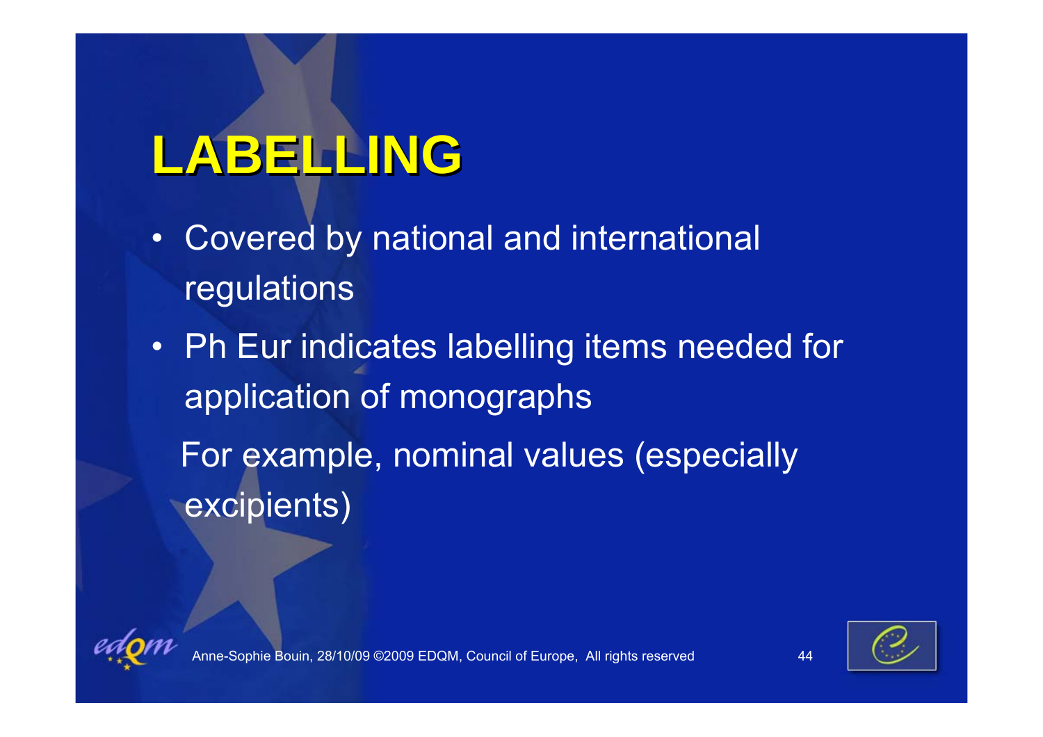# LABELLING

- Covered by national and international regulations
- Ph Eur indicates labelling items needed for application of monographs

  For example, nominal values (especially excipients)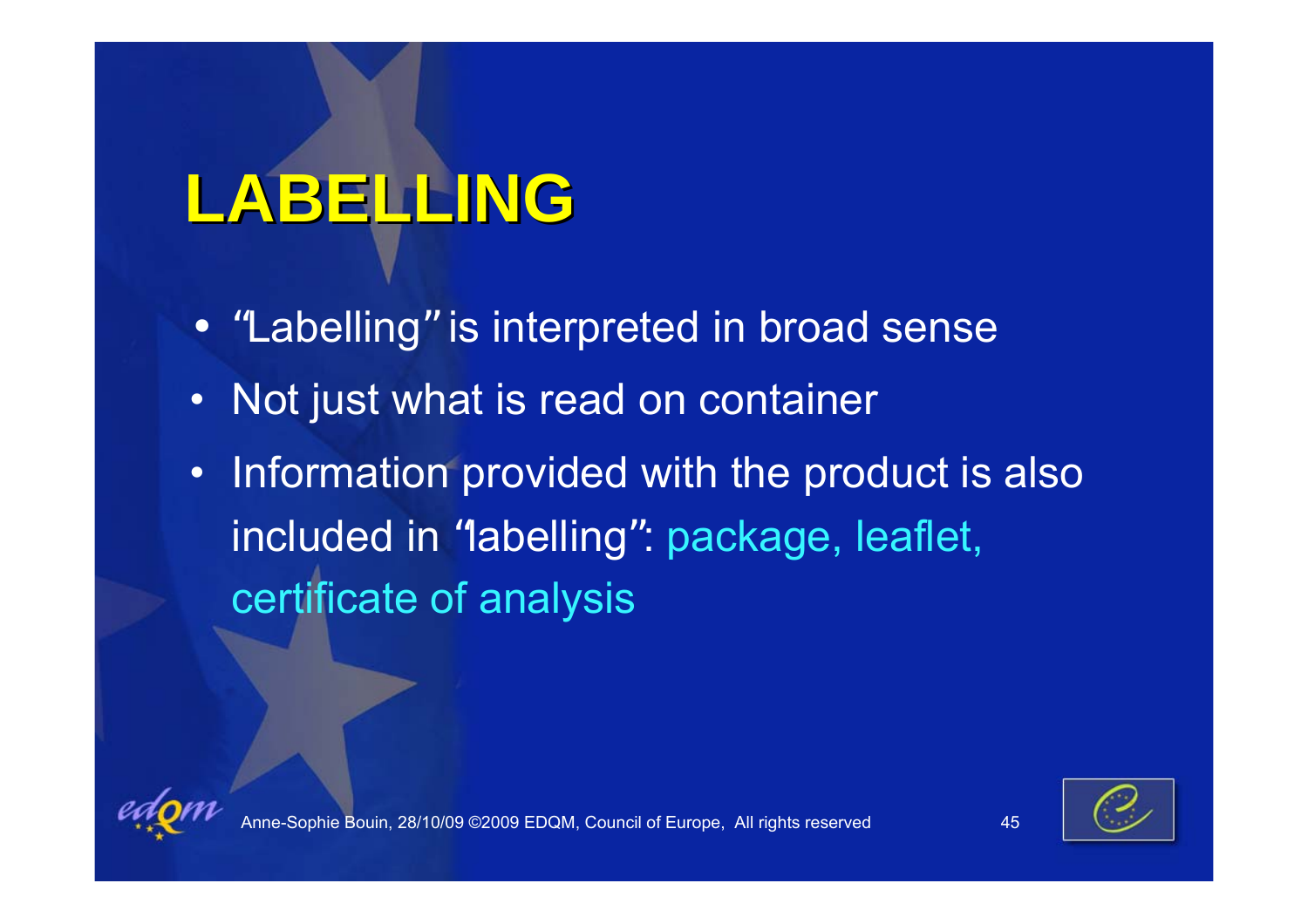# LABELLING

- "Labelling" is interpreted in broad sense
- Not just what is read on container
- Information provided with the product is also included in "labelling": package, leaflet, certificate of analysis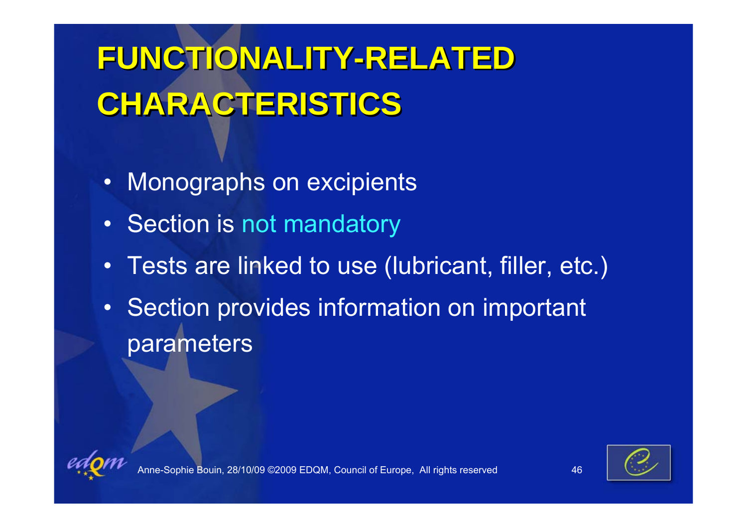# FUNCTIONALITY-RELATED CHARACTERISTICS

- Monographs on excipients
- Section is not mandatory
- Tests are linked to use (lubricant, filler, etc.)
- Section provides information on important parameters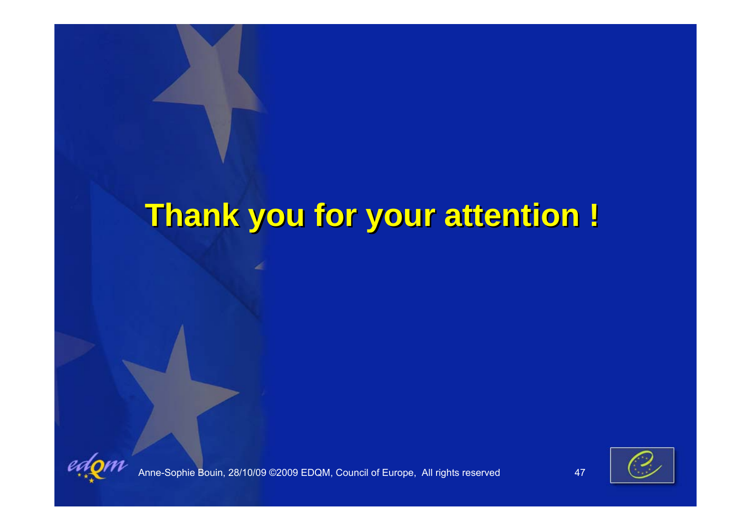# Thank you for your attention !